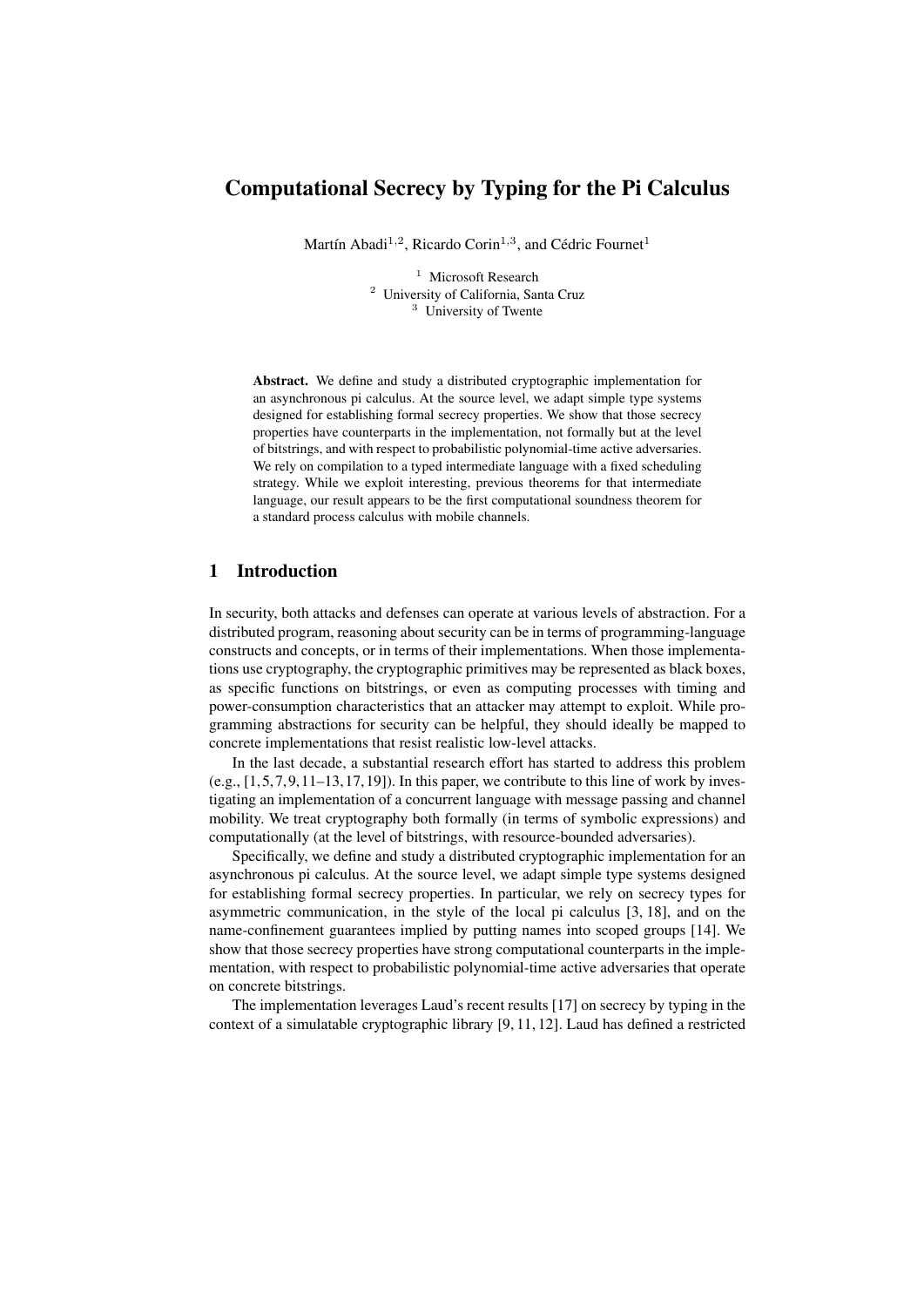# Computational Secrecy by Typing for the Pi Calculus

Martín Abadi[1,2], Ricardo Corin[1,3], and Cédric Fournet[1]

[1] Microsoft Research
[2] University of California, Santa Cruz
[3] University of Twente

**Abstract.** We define and study a distributed cryptographic implementation for an asynchronous pi calculus. At the source level, we adapt simple type systems designed for establishing formal secrecy properties. We show that those secrecy properties have counterparts in the implementation, not formally but at the level of bitstrings, and with respect to probabilistic polynomial-time active adversaries. We rely on compilation to a typed intermediate language with a fixed scheduling strategy. While we exploit interesting, previous theorems for that intermediate language, our result appears to be the first computational soundness theorem for a standard process calculus with mobile channels.

## 1 Introduction

In security, both attacks and defenses can operate at various levels of abstraction. For a distributed program, reasoning about security can be in terms of programming-language constructs and concepts, or in terms of their implementations. When those implementations use cryptography, the cryptographic primitives may be represented as black boxes, as specific functions on bitstrings, or even as computing processes with timing and power-consumption characteristics that an attacker may attempt to exploit. While programming abstractions for security can be helpful, they should ideally be mapped to concrete implementations that resist realistic low-level attacks.

In the last decade, a substantial research effort has started to address this problem (e.g., [1,5,7,9,11–13,17,19]). In this paper, we contribute to this line of work by investigating an implementation of a concurrent language with message passing and channel mobility. We treat cryptography both formally (in terms of symbolic expressions) and computationally (at the level of bitstrings, with resource-bounded adversaries).

Specifically, we define and study a distributed cryptographic implementation for an asynchronous pi calculus. At the source level, we adapt simple type systems designed for establishing formal secrecy properties. In particular, we rely on secrecy types for asymmetric communication, in the style of the local pi calculus [3, 18], and on the name-confinement guarantees implied by putting names into scoped groups [14]. We show that those secrecy properties have strong computational counterparts in the implementation, with respect to probabilistic polynomial-time active adversaries that operate on concrete bitstrings.

The implementation leverages Laud's recent results [17] on secrecy by typing in the context of a simulatable cryptographic library [9, 11, 12]. Laud has defined a restricted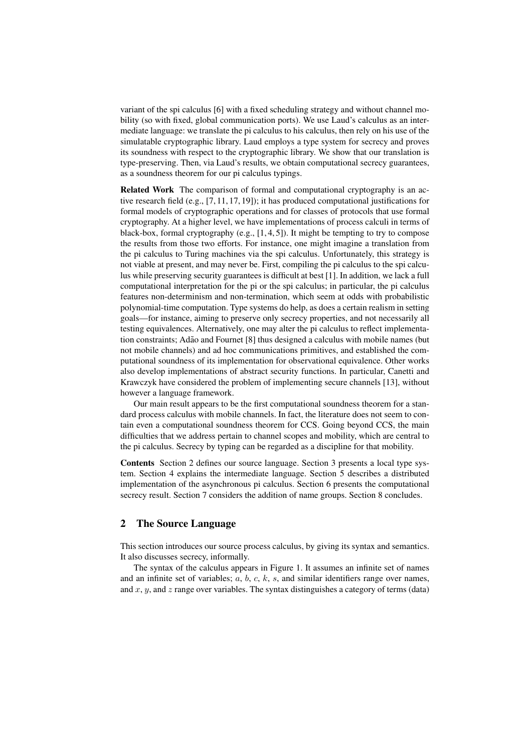variant of the spi calculus [6] with a fixed scheduling strategy and without channel mobility (so with fixed, global communication ports). We use Laud's calculus as an intermediate language: we translate the pi calculus to his calculus, then rely on his use of the simulatable cryptographic library. Laud employs a type system for secrecy and proves its soundness with respect to the cryptographic library. We show that our translation is type-preserving. Then, via Laud's results, we obtain computational secrecy guarantees, as a soundness theorem for our pi calculus typings.

**Related Work** The comparison of formal and computational cryptography is an active research field (e.g., [7, 11, 17, 19]); it has produced computational justifications for formal models of cryptographic operations and for classes of protocols that use formal cryptography. At a higher level, we have implementations of process calculi in terms of black-box, formal cryptography (e.g., [1, 4, 5]). It might be tempting to try to compose the results from those two efforts. For instance, one might imagine a translation from the pi calculus to Turing machines via the spi calculus. Unfortunately, this strategy is not viable at present, and may never be. First, compiling the pi calculus to the spi calculus while preserving security guarantees is difficult at best [1]. In addition, we lack a full computational interpretation for the pi or the spi calculus; in particular, the pi calculus features non-determinism and non-termination, which seem at odds with probabilistic polynomial-time computation. Type systems do help, as does a certain realism in setting goals—for instance, aiming to preserve only secrecy properties, and not necessarily all testing equivalences. Alternatively, one may alter the pi calculus to reflect implementation constraints; Adão and Fournet [8] thus designed a calculus with mobile names (but not mobile channels) and ad hoc communications primitives, and established the computational soundness of its implementation for observational equivalence. Other works also develop implementations of abstract security functions. In particular, Canetti and Krawczyk have considered the problem of implementing secure channels [13], without however a language framework.

Our main result appears to be the first computational soundness theorem for a standard process calculus with mobile channels. In fact, the literature does not seem to contain even a computational soundness theorem for CCS. Going beyond CCS, the main difficulties that we address pertain to channel scopes and mobility, which are central to the pi calculus. Secrecy by typing can be regarded as a discipline for that mobility.

**Contents** Section 2 defines our source language. Section 3 presents a local type system. Section 4 explains the intermediate language. Section 5 describes a distributed implementation of the asynchronous pi calculus. Section 6 presents the computational secrecy result. Section 7 considers the addition of name groups. Section 8 concludes.

## 2 The Source Language

This section introduces our source process calculus, by giving its syntax and semantics. It also discusses secrecy, informally.

The syntax of the calculus appears in Figure 1. It assumes an infinite set of names and an infinite set of variables; $a$, $b$, $c$, $k$, $s$, and similar identifiers range over names, and $x$, $y$, and $z$ range over variables. The syntax distinguishes a category of terms (data)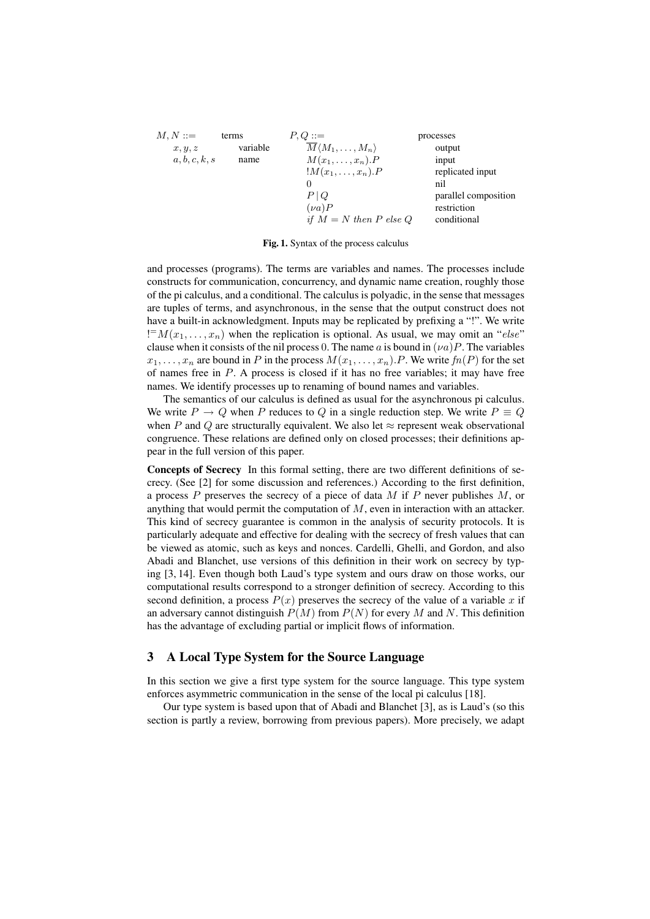| $M, N ::=$ | terms | $P, Q ::=$ | processes |
|---|---|---|---|
| $x, y, z$ | variable | $\overline{M}\langle M_1, \ldots, M_n\rangle$ | output |
| $a, b, c, k, s$ | name | $M(x_1, \ldots, x_n).P$ | input |
| | | $!M(x_1, \ldots, x_n).P$ | replicated input |
| | | $0$ | nil |
| | | $P \mid Q$ | parallel composition |
| | | $(\nu a)P$ | restriction |
| | | $\mathit{if}\ M = N\ \mathit{then}\ P\ \mathit{else}\ Q$ | conditional |

**Fig. 1.** Syntax of the process calculus

and processes (programs). The terms are variables and names. The processes include constructs for communication, concurrency, and dynamic name creation, roughly those of the pi calculus, and a conditional. The calculus is polyadic, in the sense that messages are tuples of terms, and asynchronous, in the sense that the output construct does not have a built-in acknowledgment. Inputs may be replicated by prefixing a "!". We write $!^{=}M(x_1, \ldots, x_n)$ when the replication is optional. As usual, we may omit an "*else*" clause when it consists of the nil process 0. The name $a$ is bound in $(\nu a)P$. The variables $x_1, \ldots, x_n$ are bound in $P$ in the process $M(x_1, \ldots, x_n).P$. We write $fn(P)$ for the set of names free in $P$. A process is closed if it has no free variables; it may have free names. We identify processes up to renaming of bound names and variables.

The semantics of our calculus is defined as usual for the asynchronous pi calculus. We write $P \rightarrow Q$ when $P$ reduces to $Q$ in a single reduction step. We write $P \equiv Q$ when $P$ and $Q$ are structurally equivalent. We also let $\approx$ represent weak observational congruence. These relations are defined only on closed processes; their definitions appear in the full version of this paper.

**Concepts of Secrecy** In this formal setting, there are two different definitions of secrecy. (See [2] for some discussion and references.) According to the first definition, a process $P$ preserves the secrecy of a piece of data $M$ if $P$ never publishes $M$, or anything that would permit the computation of $M$, even in interaction with an attacker. This kind of secrecy guarantee is common in the analysis of security protocols. It is particularly adequate and effective for dealing with the secrecy of fresh values that can be viewed as atomic, such as keys and nonces. Cardelli, Ghelli, and Gordon, and also Abadi and Blanchet, use versions of this definition in their work on secrecy by typing [3, 14]. Even though both Laud's type system and ours draw on those works, our computational results correspond to a stronger definition of secrecy. According to this second definition, a process $P(x)$ preserves the secrecy of the value of a variable $x$ if an adversary cannot distinguish $P(M)$ from $P(N)$ for every $M$ and $N$. This definition has the advantage of excluding partial or implicit flows of information.

## 3 A Local Type System for the Source Language

In this section we give a first type system for the source language. This type system enforces asymmetric communication in the sense of the local pi calculus [18].

Our type system is based upon that of Abadi and Blanchet [3], as is Laud's (so this section is partly a review, borrowing from previous papers). More precisely, we adapt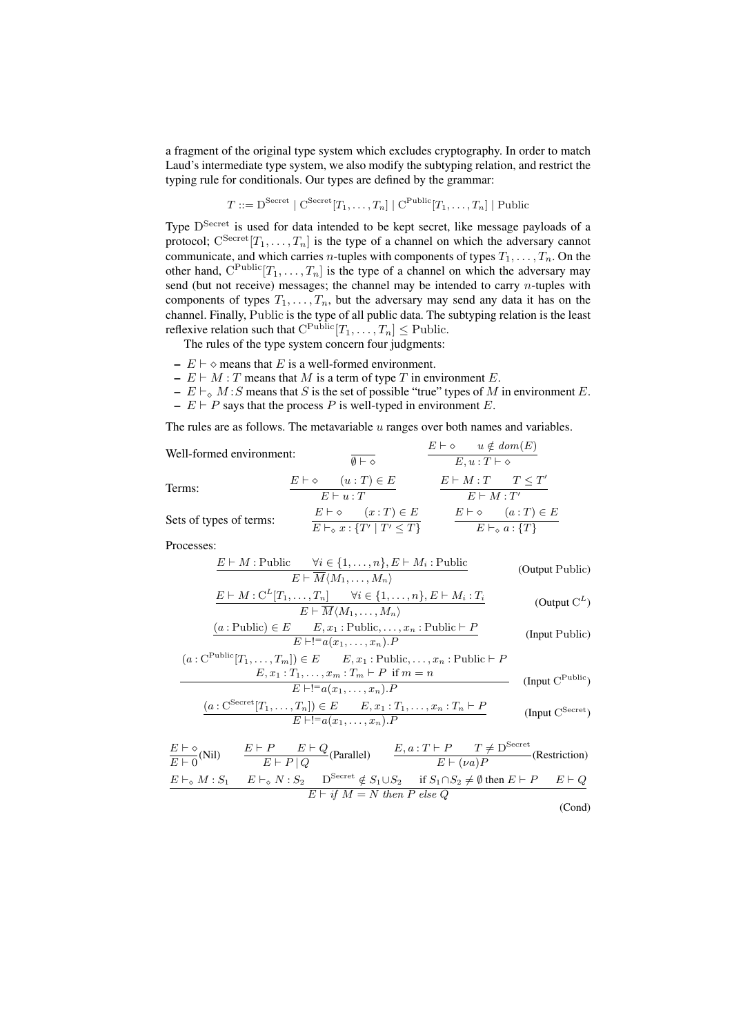a fragment of the original type system which excludes cryptography. In order to match Laud's intermediate type system, we also modify the subtyping relation, and restrict the typing rule for conditionals. Our types are defined by the grammar:

$$T ::= \mathrm{D}^{\mathrm{Secret}} \mid \mathrm{C}^{\mathrm{Secret}}[T_1,\ldots,T_n] \mid \mathrm{C}^{\mathrm{Public}}[T_1,\ldots,T_n] \mid \mathrm{Public}$$

Type $\mathrm{D}^{\mathrm{Secret}}$ is used for data intended to be kept secret, like message payloads of a protocol; $\mathrm{C}^{\mathrm{Secret}}[T_1,\ldots,T_n]$ is the type of a channel on which the adversary cannot communicate, and which carries $n$-tuples with components of types $T_1,\ldots,T_n$. On the other hand, $\mathrm{C}^{\mathrm{Public}}[T_1,\ldots,T_n]$ is the type of a channel on which the adversary may send (but not receive) messages; the channel may be intended to carry $n$-tuples with components of types $T_1,\ldots,T_n$, but the adversary may send any data it has on the channel. Finally, $\mathrm{Public}$ is the type of all public data. The subtyping relation is the least reflexive relation such that $\mathrm{C}^{\mathrm{Public}}[T_1,\ldots,T_n] \le \mathrm{Public}$.

The rules of the type system concern four judgments:

- $E \vdash \diamond$ means that $E$ is a well-formed environment.
- $E \vdash M : T$ means that $M$ is a term of type $T$ in environment $E$.
- $E \vdash_\diamond M : S$ means that $S$ is the set of possible "true" types of $M$ in environment $E$.
- $E \vdash P$ says that the process $P$ is well-typed in environment $E$.

The rules are as follows. The metavariable $u$ ranges over both names and variables.

Well-formed environment:

$$\frac{}{\emptyset \vdash \diamond} \qquad \frac{E \vdash \diamond \quad u \notin dom(E)}{E, u : T \vdash \diamond}$$

Terms:

$$\frac{E \vdash \diamond \quad (u : T) \in E}{E \vdash u : T} \qquad \frac{E \vdash M : T \quad T \le T'}{E \vdash M : T'}$$

Sets of types of terms:

$$\frac{E \vdash \diamond \quad (x : T) \in E}{E \vdash_\diamond x : \{T' \mid T' \le T\}} \qquad \frac{E \vdash \diamond \quad (a : T) \in E}{E \vdash_\diamond a : \{T\}}$$

Processes:

$$\frac{E \vdash M : \mathrm{Public} \quad \forall i \in \{1,\ldots,n\}, E \vdash M_i : \mathrm{Public}}{E \vdash \overline{M}\langle M_1,\ldots,M_n\rangle} \quad \text{(Output Public)}$$

$$\frac{E \vdash M : \mathrm{C}^L[T_1,\ldots,T_n] \quad \forall i \in \{1,\ldots,n\}, E \vdash M_i : T_i}{E \vdash \overline{M}\langle M_1,\ldots,M_n\rangle} \quad \text{(Output } \mathrm{C}^L\text{)}$$

$$\frac{(a : \mathrm{Public}) \in E \quad E, x_1 : \mathrm{Public},\ldots,x_n : \mathrm{Public} \vdash P}{E \vdash !^{=}a(x_1,\ldots,x_n).P} \quad \text{(Input Public)}$$

$$\frac{\begin{array}{c}(a : \mathrm{C}^{\mathrm{Public}}[T_1,\ldots,T_m]) \in E \quad E, x_1 : \mathrm{Public},\ldots,x_n : \mathrm{Public} \vdash P \\ E, x_1 : T_1,\ldots,x_m : T_m \vdash P \ \text{ if } m = n\end{array}}{E \vdash !^{=}a(x_1,\ldots,x_n).P} \quad \text{(Input } \mathrm{C}^{\mathrm{Public}}\text{)}$$

$$\frac{(a : \mathrm{C}^{\mathrm{Secret}}[T_1,\ldots,T_n]) \in E \quad E, x_1 : T_1,\ldots,x_n : T_n \vdash P}{E \vdash !^{=}a(x_1,\ldots,x_n).P} \quad \text{(Input } \mathrm{C}^{\mathrm{Secret}}\text{)}$$

$$\frac{E \vdash \diamond}{E \vdash 0}\text{(Nil)} \qquad \frac{E \vdash P \quad E \vdash Q}{E \vdash P \mid Q}\text{(Parallel)} \qquad \frac{E, a : T \vdash P \quad T \neq \mathrm{D}^{\mathrm{Secret}}}{E \vdash (\nu a)P}\text{(Restriction)}$$

$$\frac{E \vdash_\diamond M : S_1 \quad E \vdash_\diamond N : S_2 \quad \mathrm{D}^{\mathrm{Secret}} \notin S_1 \cup S_2 \quad \text{if } S_1 \cap S_2 \neq \emptyset \text{ then } E \vdash P \quad E \vdash Q}{E \vdash \textit{if } M = N \textit{ then } P \textit{ else } Q} \quad \text{(Cond)}$$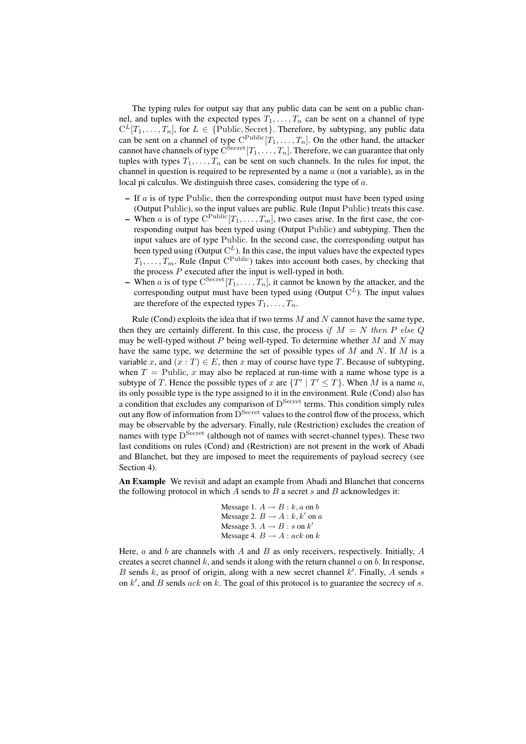The typing rules for output say that any public data can be sent on a public channel, and tuples with the expected types $T_1, \ldots, T_n$ can be sent on a channel of type $\mathrm{C}^L[T_1, \ldots, T_n]$, for $L \in \{\mathrm{Public}, \mathrm{Secret}\}$. Therefore, by subtyping, any public data can be sent on a channel of type $\mathrm{C}^{\mathrm{Public}}[T_1, \ldots, T_n]$. On the other hand, the attacker cannot have channels of type $\mathrm{C}^{\mathrm{Secret}}[T_1, \ldots, T_n]$. Therefore, we can guarantee that only tuples with types $T_1, \ldots, T_n$ can be sent on such channels. In the rules for input, the channel in question is required to be represented by a name $a$ (not a variable), as in the local pi calculus. We distinguish three cases, considering the type of $a$.

- If $a$ is of type Public, then the corresponding output must have been typed using (Output Public), so the input values are public. Rule (Input Public) treats this case.
- When $a$ is of type $\mathrm{C}^{\mathrm{Public}}[T_1, \ldots, T_m]$, two cases arise. In the first case, the corresponding output has been typed using (Output Public) and subtyping. Then the input values are of type Public. In the second case, the corresponding output has been typed using (Output $\mathrm{C}^L$). In this case, the input values have the expected types $T_1, \ldots, T_m$. Rule (Input $\mathrm{C}^{\mathrm{Public}}$) takes into account both cases, by checking that the process $P$ executed after the input is well-typed in both.
- When $a$ is of type $\mathrm{C}^{\mathrm{Secret}}[T_1, \ldots, T_n]$, it cannot be known by the attacker, and the corresponding output must have been typed using (Output $\mathrm{C}^L$). The input values are therefore of the expected types $T_1, \ldots, T_n$.

Rule (Cond) exploits the idea that if two terms $M$ and $N$ cannot have the same type, then they are certainly different. In this case, the process *if* $M = N$ *then* $P$ *else* $Q$ may be well-typed without $P$ being well-typed. To determine whether $M$ and $N$ may have the same type, we determine the set of possible types of $M$ and $N$. If $M$ is a variable $x$, and $(x : T) \in E$, then $x$ may of course have type $T$. Because of subtyping, when $T = \mathrm{Public}$, $x$ may also be replaced at run-time with a name whose type is a subtype of $T$. Hence the possible types of $x$ are $\{T' \mid T' \leq T\}$. When $M$ is a name $a$, its only possible type is the type assigned to it in the environment. Rule (Cond) also has a condition that excludes any comparison of $\mathrm{D}^{\mathrm{Secret}}$ terms. This condition simply rules out any flow of information from $\mathrm{D}^{\mathrm{Secret}}$ values to the control flow of the process, which may be observable by the adversary. Finally, rule (Restriction) excludes the creation of names with type $\mathrm{D}^{\mathrm{Secret}}$ (although not of names with secret-channel types). These two last conditions on rules (Cond) and (Restriction) are not present in the work of Abadi and Blanchet, but they are imposed to meet the requirements of payload secrecy (see Section 4).

**An Example** We revisit and adapt an example from Abadi and Blanchet that concerns the following protocol in which $A$ sends to $B$ a secret $s$ and $B$ acknowledges it:

Message 1. $A \rightarrow B : k, a$ on $b$
Message 2. $B \rightarrow A : k, k'$ on $a$
Message 3. $A \rightarrow B : s$ on $k'$
Message 4. $B \rightarrow A : ack$ on $k$

Here, $a$ and $b$ are channels with $A$ and $B$ as only receivers, respectively. Initially, $A$ creates a secret channel $k$, and sends it along with the return channel $a$ on $b$. In response, $B$ sends $k$, as proof of origin, along with a new secret channel $k'$. Finally, $A$ sends $s$ on $k'$, and $B$ sends $ack$ on $k$. The goal of this protocol is to guarantee the secrecy of $s$.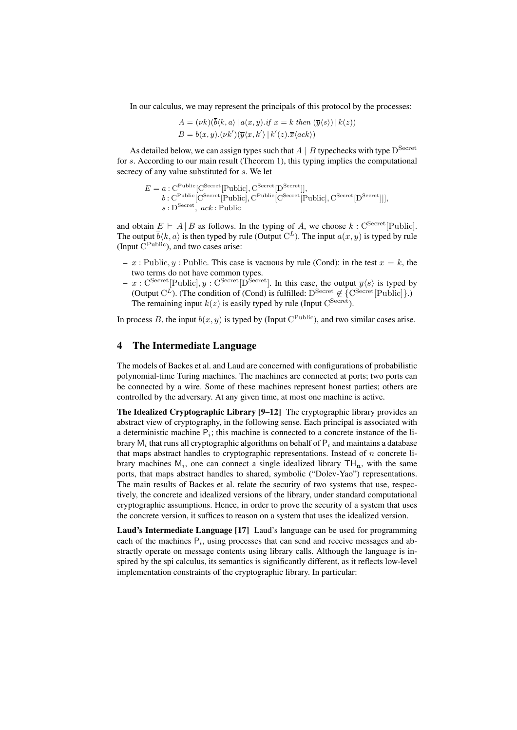In our calculus, we may represent the principals of this protocol by the processes:

$$A = (\nu k)(\overline{b}\langle k, a\rangle \mid a(x, y).\textit{if } x = k \textit{ then } (\overline{y}\langle s\rangle) \mid k(z))$$
$$B = b(x, y).(\nu k')(\overline{y}\langle x, k'\rangle \mid k'(z).\overline{x}\langle ack\rangle)$$

As detailed below, we can assign types such that $A \mid B$ typechecks with type $\mathrm{D}^{\mathrm{Secret}}$ for $s$. According to our main result (Theorem 1), this typing implies the computational secrecy of any value substituted for $s$. We let

$$\begin{aligned} E = {} & a : \mathrm{C}^{\mathrm{Public}}[\mathrm{C}^{\mathrm{Secret}}[\mathrm{Public}], \mathrm{C}^{\mathrm{Secret}}[\mathrm{D}^{\mathrm{Secret}}]], \\ & b : \mathrm{C}^{\mathrm{Public}}[\mathrm{C}^{\mathrm{Secret}}[\mathrm{Public}], \mathrm{C}^{\mathrm{Public}}[\mathrm{C}^{\mathrm{Secret}}[\mathrm{Public}], \mathrm{C}^{\mathrm{Secret}}[\mathrm{D}^{\mathrm{Secret}}]]], \\ & s : \mathrm{D}^{\mathrm{Secret}},\ ack : \mathrm{Public} \end{aligned}$$

and obtain $E \vdash A \mid B$ as follows. In the typing of $A$, we choose $k : \mathrm{C}^{\mathrm{Secret}}[\mathrm{Public}]$. The output $\overline{b}\langle k, a\rangle$ is then typed by rule (Output $\mathrm{C}^L$). The input $a(x, y)$ is typed by rule (Input $\mathrm{C}^{\mathrm{Public}}$), and two cases arise:

- $x : \mathrm{Public}, y : \mathrm{Public}$. This case is vacuous by rule (Cond): in the test $x = k$, the two terms do not have common types.
- $x : \mathrm{C}^{\mathrm{Secret}}[\mathrm{Public}], y : \mathrm{C}^{\mathrm{Secret}}[\mathrm{D}^{\mathrm{Secret}}]$. In this case, the output $\overline{y}\langle s\rangle$ is typed by (Output $\mathrm{C}^L$). (The condition of (Cond) is fulfilled: $\mathrm{D}^{\mathrm{Secret}} \notin \{\mathrm{C}^{\mathrm{Secret}}[\mathrm{Public}]\}$.) The remaining input $k(z)$ is easily typed by rule (Input $\mathrm{C}^{\mathrm{Secret}}$).

In process $B$, the input $b(x, y)$ is typed by (Input $\mathrm{C}^{\mathrm{Public}}$), and two similar cases arise.

## 4 The Intermediate Language

The models of Backes et al. and Laud are concerned with configurations of probabilistic polynomial-time Turing machines. The machines are connected at ports; two ports can be connected by a wire. Some of these machines represent honest parties; others are controlled by the adversary. At any given time, at most one machine is active.

**The Idealized Cryptographic Library [9–12]** The cryptographic library provides an abstract view of cryptography, in the following sense. Each principal is associated with a deterministic machine $\mathsf{P}_i$; this machine is connected to a concrete instance of the library $\mathsf{M}_i$ that runs all cryptographic algorithms on behalf of $\mathsf{P}_i$ and maintains a database that maps abstract handles to cryptographic representations. Instead of $n$ concrete library machines $\mathsf{M}_i$, one can connect a single idealized library $\mathsf{TH}_{\mathbf{n}}$, with the same ports, that maps abstract handles to shared, symbolic ("Dolev-Yao") representations. The main results of Backes et al. relate the security of two systems that use, respectively, the concrete and idealized versions of the library, under standard computational cryptographic assumptions. Hence, in order to prove the security of a system that uses the concrete version, it suffices to reason on a system that uses the idealized version.

**Laud's Intermediate Language [17]** Laud's language can be used for programming each of the machines $\mathsf{P}_i$, using processes that can send and receive messages and abstractly operate on message contents using library calls. Although the language is inspired by the spi calculus, its semantics is significantly different, as it reflects low-level implementation constraints of the cryptographic library. In particular: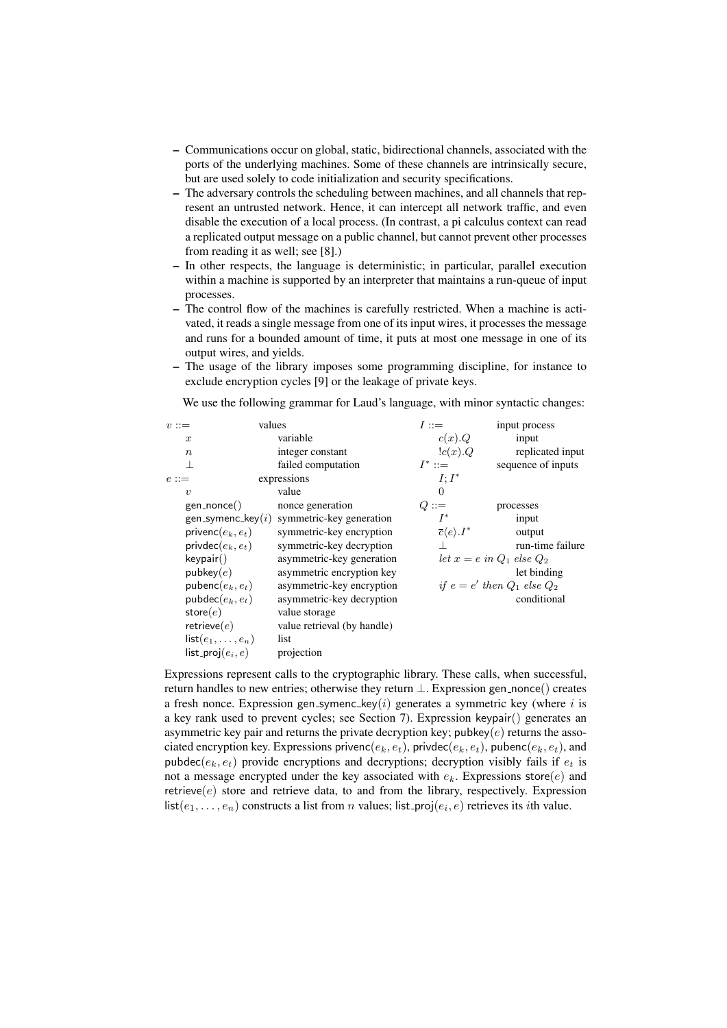- Communications occur on global, static, bidirectional channels, associated with the ports of the underlying machines. Some of these channels are intrinsically secure, but are used solely to code initialization and security specifications.
- The adversary controls the scheduling between machines, and all channels that represent an untrusted network. Hence, it can intercept all network traffic, and even disable the execution of a local process. (In contrast, a pi calculus context can read a replicated output message on a public channel, but cannot prevent other processes from reading it as well; see [8].)
- In other respects, the language is deterministic; in particular, parallel execution within a machine is supported by an interpreter that maintains a run-queue of input processes.
- The control flow of the machines is carefully restricted. When a machine is activated, it reads a single message from one of its input wires, it processes the message and runs for a bounded amount of time, it puts at most one message in one of its output wires, and yields.
- The usage of the library imposes some programming discipline, for instance to exclude encryption cycles [9] or the leakage of private keys.

We use the following grammar for Laud's language, with minor syntactic changes:

| | |
|---|---|
| $v ::=$ | values |
| $\quad x$ | variable |
| $\quad n$ | integer constant |
| $\quad \bot$ | failed computation |
| $e ::=$ | expressions |
| $\quad v$ | value |
| $\quad \mathsf{gen\_nonce}()$ | nonce generation |
| $\quad \mathsf{gen\_symenc\_key}(i)$ | symmetric-key generation |
| $\quad \mathsf{privenc}(e_k, e_t)$ | symmetric-key encryption |
| $\quad \mathsf{privdec}(e_k, e_t)$ | symmetric-key decryption |
| $\quad \mathsf{keypair}()$ | asymmetric-key generation |
| $\quad \mathsf{pubkey}(e)$ | asymmetric encryption key |
| $\quad \mathsf{pubenc}(e_k, e_t)$ | asymmetric-key encryption |
| $\quad \mathsf{pubdec}(e_k, e_t)$ | asymmetric-key decryption |
| $\quad \mathsf{store}(e)$ | value storage |
| $\quad \mathsf{retrieve}(e)$ | value retrieval (by handle) |
| $\quad \mathsf{list}(e_1, \ldots, e_n)$ | list |
| $\quad \mathsf{list\_proj}(e_i, e)$ | projection |

| | |
|---|---|
| $I ::=$ | input process |
| $\quad c(x).Q$ | input |
| $\quad !c(x).Q$ | replicated input |
| $I^* ::=$ | sequence of inputs |
| $\quad I; I^*$ | |
| $\quad 0$ | |
| $Q ::=$ | processes |
| $\quad I^*$ | input |
| $\quad \overline{c}\langle e \rangle.I^*$ | output |
| $\quad \bot$ | run-time failure |
| $\quad let\ x = e\ in\ Q_1\ else\ Q_2$ | let binding |
| $\quad if\ e = e'\ then\ Q_1\ else\ Q_2$ | conditional |

Expressions represent calls to the cryptographic library. These calls, when successful, return handles to new entries; otherwise they return $\bot$. Expression $\mathsf{gen\_nonce}()$ creates a fresh nonce. Expression $\mathsf{gen\_symenc\_key}(i)$ generates a symmetric key (where $i$ is a key rank used to prevent cycles; see Section 7). Expression $\mathsf{keypair}()$ generates an asymmetric key pair and returns the private decryption key; $\mathsf{pubkey}(e)$ returns the associated encryption key. Expressions $\mathsf{privenc}(e_k, e_t)$, $\mathsf{privdec}(e_k, e_t)$, $\mathsf{pubenc}(e_k, e_t)$, and $\mathsf{pubdec}(e_k, e_t)$ provide encryptions and decryptions; decryption visibly fails if $e_t$ is not a message encrypted under the key associated with $e_k$. Expressions $\mathsf{store}(e)$ and $\mathsf{retrieve}(e)$ store and retrieve data, to and from the library, respectively. Expression $\mathsf{list}(e_1, \ldots, e_n)$ constructs a list from $n$ values; $\mathsf{list\_proj}(e_i, e)$ retrieves its $i$th value.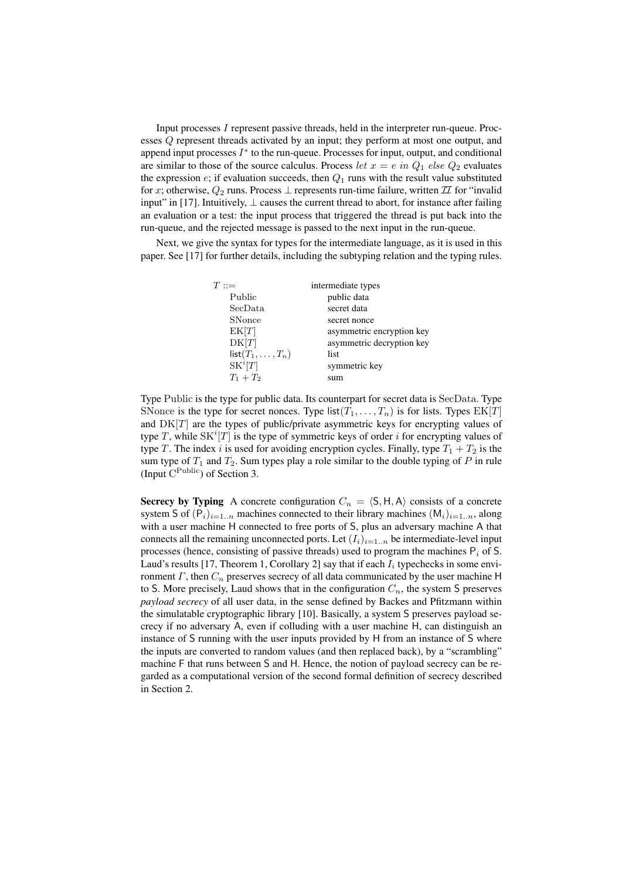Input processes $I$ represent passive threads, held in the interpreter run-queue. Processes $Q$ represent threads activated by an input; they perform at most one output, and append input processes $I^*$ to the run-queue. Processes for input, output, and conditional are similar to those of the source calculus. Process $let\ x = e\ in\ Q_1\ else\ Q_2$ evaluates the expression $e$; if evaluation succeeds, then $Q_1$ runs with the result value substituted for $x$; otherwise, $Q_2$ runs. Process $\perp$ represents run-time failure, written $\mathcal{II}$ for "invalid input" in [17]. Intuitively, $\perp$ causes the current thread to abort, for instance after failing an evaluation or a test: the input process that triggered the thread is put back into the run-queue, and the rejected message is passed to the next input in the run-queue.

Next, we give the syntax for types for the intermediate language, as it is used in this paper. See [17] for further details, including the subtyping relation and the typing rules.

| | |
|---|---|
| $T ::=$ | intermediate types |
| $\quad \mathrm{Public}$ | public data |
| $\quad \mathrm{SecData}$ | secret data |
| $\quad \mathrm{SNonce}$ | secret nonce |
| $\quad \mathrm{EK}[T]$ | asymmetric encryption key |
| $\quad \mathrm{DK}[T]$ | asymmetric decryption key |
| $\quad \mathsf{list}(T_1, \ldots, T_n)$ | list |
| $\quad \mathrm{SK}^i[T]$ | symmetric key |
| $\quad T_1 + T_2$ | sum |

Type $\mathrm{Public}$ is the type for public data. Its counterpart for secret data is $\mathrm{SecData}$. Type $\mathrm{SNonce}$ is the type for secret nonces. Type $\mathsf{list}(T_1, \ldots, T_n)$ is for lists. Types $\mathrm{EK}[T]$ and $\mathrm{DK}[T]$ are the types of public/private asymmetric keys for encrypting values of type $T$, while $\mathrm{SK}^i[T]$ is the type of symmetric keys of order $i$ for encrypting values of type $T$. The index $i$ is used for avoiding encryption cycles. Finally, type $T_1 + T_2$ is the sum type of $T_1$ and $T_2$. Sum types play a role similar to the double typing of $P$ in rule (Input $\mathrm{C}^{\mathrm{Public}}$) of Section 3.

**Secrecy by Typing** A concrete configuration $C_n = \langle \mathsf{S}, \mathsf{H}, \mathsf{A} \rangle$ consists of a concrete system $\mathsf{S}$ of $(\mathsf{P}_i)_{i=1..n}$ machines connected to their library machines $(\mathsf{M}_i)_{i=1..n}$, along with a user machine $\mathsf{H}$ connected to free ports of $\mathsf{S}$, plus an adversary machine $\mathsf{A}$ that connects all the remaining unconnected ports. Let $(I_i)_{i=1..n}$ be intermediate-level input processes (hence, consisting of passive threads) used to program the machines $\mathsf{P}_i$ of $\mathsf{S}$. Laud's results [17, Theorem 1, Corollary 2] say that if each $I_i$ typechecks in some environment $\Gamma$, then $C_n$ preserves secrecy of all data communicated by the user machine $\mathsf{H}$ to $\mathsf{S}$. More precisely, Laud shows that in the configuration $C_n$, the system $\mathsf{S}$ preserves *payload secrecy* of all user data, in the sense defined by Backes and Pfitzmann within the simulatable cryptographic library [10]. Basically, a system $\mathsf{S}$ preserves payload secrecy if no adversary $\mathsf{A}$, even if colluding with a user machine $\mathsf{H}$, can distinguish an instance of $\mathsf{S}$ running with the user inputs provided by $\mathsf{H}$ from an instance of $\mathsf{S}$ where the inputs are converted to random values (and then replaced back), by a "scrambling" machine $\mathsf{F}$ that runs between $\mathsf{S}$ and $\mathsf{H}$. Hence, the notion of payload secrecy can be regarded as a computational version of the second formal definition of secrecy described in Section 2.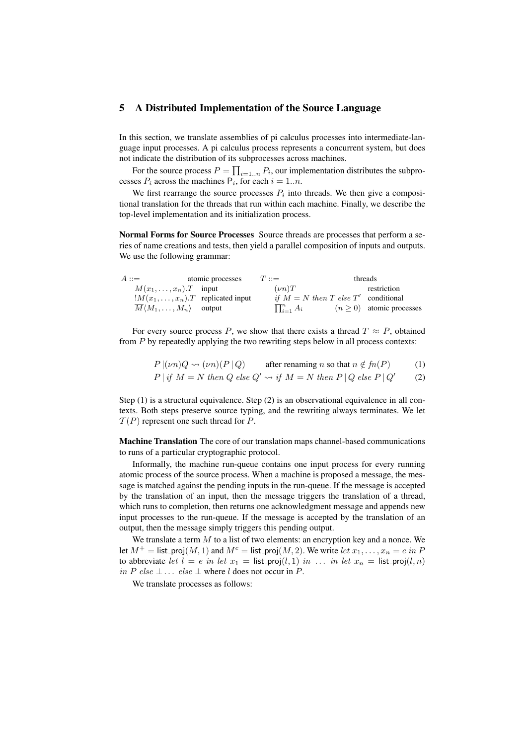## 5 A Distributed Implementation of the Source Language

In this section, we translate assemblies of pi calculus processes into intermediate-language input processes. A pi calculus process represents a concurrent system, but does not indicate the distribution of its subprocesses across machines.

For the source process $P = \prod_{i=1..n} P_i$, our implementation distributes the subprocesses $P_i$ across the machines $\mathsf{P}_i$, for each $i = 1..n$.

We first rearrange the source processes $P_i$ into threads. We then give a compositional translation for the threads that run within each machine. Finally, we describe the top-level implementation and its initialization process.

**Normal Forms for Source Processes** Source threads are processes that perform a series of name creations and tests, then yield a parallel composition of inputs and outputs. We use the following grammar:

| $A ::=$ | atomic processes | $T ::=$ | | threads |
|---|---|---|---|---|
| $M(x_1, \ldots, x_n).T$ | input | $(\nu n)T$ | | restriction |
| $!M(x_1, \ldots, x_n).T$ | replicated input | $if\ M = N\ then\ T\ else\ T'$ | | conditional |
| $\overline{M}\langle M_1, \ldots, M_n\rangle$ | output | $\prod_{i=1}^{n} A_i$ | $(n \geq 0)$ | atomic processes |

For every source process $P$, we show that there exists a thread $T \approx P$, obtained from $P$ by repeatedly applying the two rewriting steps below in all process contexts:

$$P \,|\, (\nu n)Q \rightsquigarrow (\nu n)(P \,|\, Q) \qquad \text{after renaming } n \text{ so that } n \notin fn(P) \tag{1}$$

$$P \,|\, if\ M = N\ then\ Q\ else\ Q' \rightsquigarrow if\ M = N\ then\ P \,|\, Q\ else\ P \,|\, Q' \tag{2}$$

Step (1) is a structural equivalence. Step (2) is an observational equivalence in all contexts. Both steps preserve source typing, and the rewriting always terminates. We let $\mathcal{T}(P)$ represent one such thread for $P$.

**Machine Translation** The core of our translation maps channel-based communications to runs of a particular cryptographic protocol.

Informally, the machine run-queue contains one input process for every running atomic process of the source process. When a machine is proposed a message, the message is matched against the pending inputs in the run-queue. If the message is accepted by the translation of an input, then the message triggers the translation of a thread, which runs to completion, then returns one acknowledgment message and appends new input processes to the run-queue. If the message is accepted by the translation of an output, then the message simply triggers this pending output.

We translate a term $M$ to a list of two elements: an encryption key and a nonce. We let $M^+ = \mathsf{list\_proj}(M, 1)$ and $M^c = \mathsf{list\_proj}(M, 2)$. We write $let\ x_1, \ldots, x_n = e\ in\ P$ to abbreviate $let\ l = e\ in\ let\ x_1 = \mathsf{list\_proj}(l, 1)\ in\ \ldots\ in\ let\ x_n = \mathsf{list\_proj}(l, n)\ in\ P\ else\ \bot \ldots\ else\ \bot$ where $l$ does not occur in $P$.

We translate processes as follows: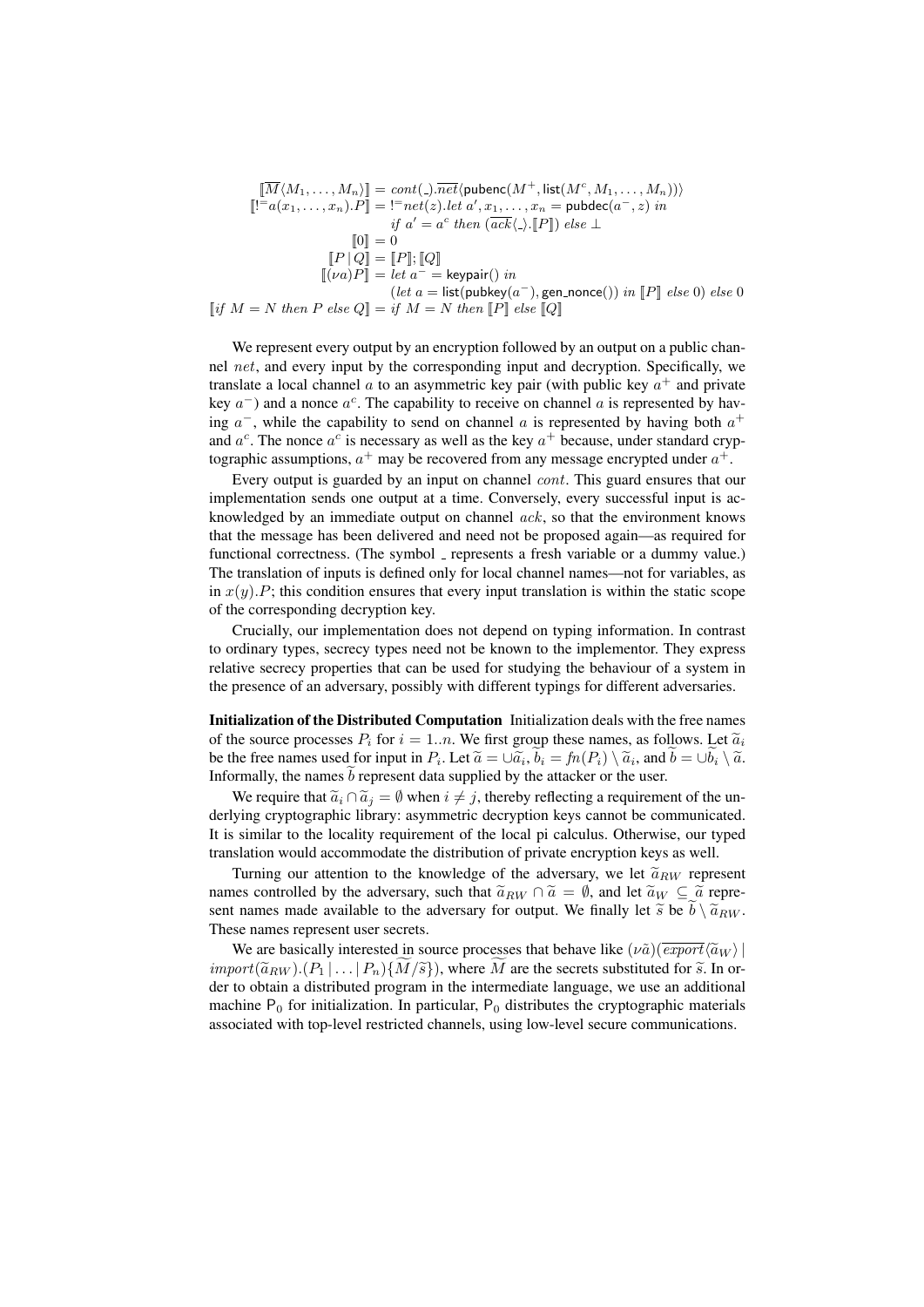$$
\begin{aligned}
[\![\overline{M}\langle M_1,\ldots,M_n\rangle]\!] &= \mathit{cont}(\_).\overline{\mathit{net}}\langle \mathsf{pubenc}(M^+, \mathsf{list}(M^c, M_1,\ldots,M_n))\rangle \\
[\![!^{=}a(x_1,\ldots,x_n).P]\!] &= !^{=}\mathit{net}(z).\mathit{let}\ a', x_1,\ldots,x_n = \mathsf{pubdec}(a^-, z)\ \mathit{in} \\
&\qquad \mathit{if}\ a' = a^c\ \mathit{then}\ (\overline{\mathit{ack}}\langle\_\rangle.[\![P]\!])\ \mathit{else}\ \bot \\
[\![0]\!] &= 0 \\
[\![P \mid Q]\!] &= [\![P]\!]; [\![Q]\!] \\
[\![(\nu a)P]\!] &= \mathit{let}\ a^- = \mathsf{keypair}()\ \mathit{in} \\
&\qquad (\mathit{let}\ a = \mathsf{list}(\mathsf{pubkey}(a^-), \mathsf{gen\_nonce}())\ \mathit{in}\ [\![P]\!]\ \mathit{else}\ 0)\ \mathit{else}\ 0 \\
[\![\mathit{if}\ M = N\ \mathit{then}\ P\ \mathit{else}\ Q]\!] &= \mathit{if}\ M = N\ \mathit{then}\ [\![P]\!]\ \mathit{else}\ [\![Q]\!]
\end{aligned}
$$

We represent every output by an encryption followed by an output on a public channel $net$, and every input by the corresponding input and decryption. Specifically, we translate a local channel $a$ to an asymmetric key pair (with public key $a^+$ and private key $a^-$) and a nonce $a^c$. The capability to receive on channel $a$ is represented by having $a^-$, while the capability to send on channel $a$ is represented by having both $a^+$ and $a^c$. The nonce $a^c$ is necessary as well as the key $a^+$ because, under standard cryptographic assumptions, $a^+$ may be recovered from any message encrypted under $a^+$.

Every output is guarded by an input on channel $cont$. This guard ensures that our implementation sends one output at a time. Conversely, every successful input is acknowledged by an immediate output on channel $ack$, so that the environment knows that the message has been delivered and need not be proposed again—as required for functional correctness. (The symbol _ represents a fresh variable or a dummy value.) The translation of inputs is defined only for local channel names—not for variables, as in $x(y).P$; this condition ensures that every input translation is within the static scope of the corresponding decryption key.

Crucially, our implementation does not depend on typing information. In contrast to ordinary types, secrecy types need not be known to the implementor. They express relative secrecy properties that can be used for studying the behaviour of a system in the presence of an adversary, possibly with different typings for different adversaries.

**Initialization of the Distributed Computation** Initialization deals with the free names of the source processes $P_i$ for $i = 1..n$. We first group these names, as follows. Let $\widetilde{a}_i$ be the free names used for input in $P_i$. Let $\widetilde{a} = \cup\widetilde{a}_i$, $\widetilde{b}_i = fn(P_i) \setminus \widetilde{a}_i$, and $\widetilde{b} = \cup\widetilde{b}_i \setminus \widetilde{a}$. Informally, the names $\widetilde{b}$ represent data supplied by the attacker or the user.

We require that $\widetilde{a}_i \cap \widetilde{a}_j = \emptyset$ when $i \neq j$, thereby reflecting a requirement of the underlying cryptographic library: asymmetric decryption keys cannot be communicated. It is similar to the locality requirement of the local pi calculus. Otherwise, our typed translation would accommodate the distribution of private encryption keys as well.

Turning our attention to the knowledge of the adversary, we let $\widetilde{a}_{RW}$ represent names controlled by the adversary, such that $\widetilde{a}_{RW} \cap \widetilde{a} = \emptyset$, and let $\widetilde{a}_W \subseteq \widetilde{a}$ represent names made available to the adversary for output. We finally let $\widetilde{s}$ be $\widetilde{b} \setminus \widetilde{a}_{RW}$. These names represent user secrets.

We are basically interested in source processes that behave like $(\nu\tilde{a})(\overline{export}\langle\widetilde{a}_W\rangle \mid import(\widetilde{a}_{RW}).(P_1 \mid \ldots \mid P_n)\{\widetilde{M}/\widetilde{s}\})$, where $\widetilde{M}$ are the secrets substituted for $\widetilde{s}$. In order to obtain a distributed program in the intermediate language, we use an additional machine $\mathsf{P}_0$ for initialization. In particular, $\mathsf{P}_0$ distributes the cryptographic materials associated with top-level restricted channels, using low-level secure communications.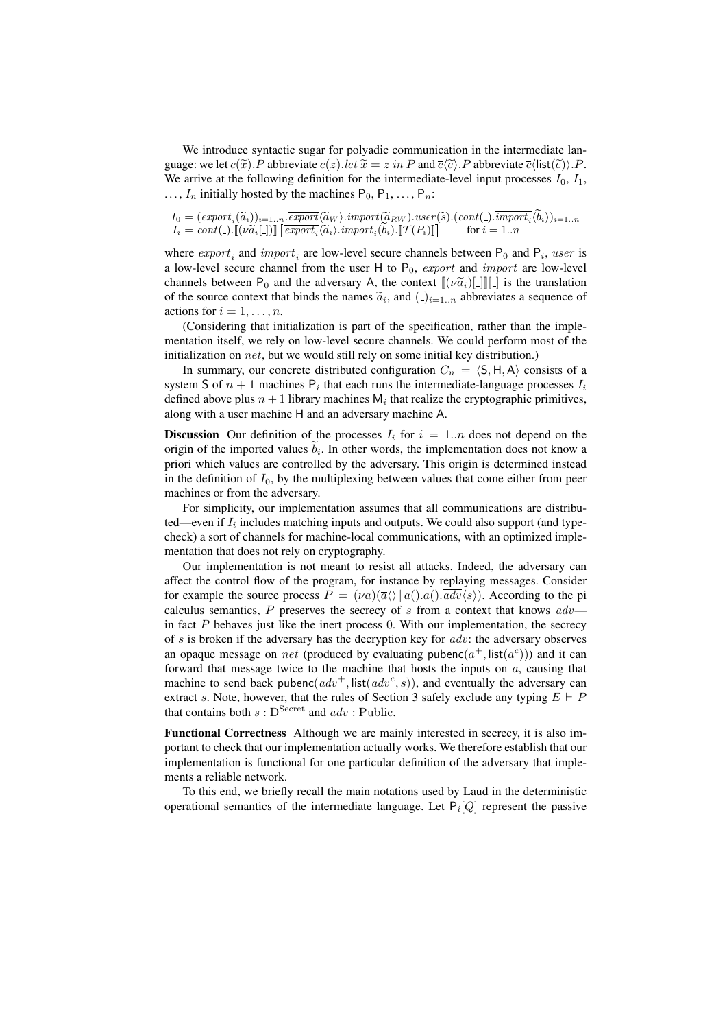We introduce syntactic sugar for polyadic communication in the intermediate language: we let $c(\widetilde{x}).P$ abbreviate $c(z).let\ \widetilde{x} = z\ in\ P$ and $\overline{c}\langle\widetilde{e}\rangle.P$ abbreviate $\overline{c}\langle \mathsf{list}(\widetilde{e})\rangle.P$. We arrive at the following definition for the intermediate-level input processes $I_0$, $I_1$, $\ldots$, $I_n$ initially hosted by the machines $\mathsf{P}_0, \mathsf{P}_1, \ldots, \mathsf{P}_n$:

$$
\begin{aligned}
I_0 &= (export_i(\widetilde{a}_i))_{i=1..n}.\overline{export}\langle\widetilde{a}_W\rangle.import(\widetilde{a}_{RW}).user(\widetilde{s}).(cont(\_).\overline{import_i}\langle\widetilde{b}_i\rangle)_{i=1..n}\\
I_i &= cont(\_).[\![(\nu\widetilde{a}_i[\_])]\!]\left[\overline{export_i}\langle\widetilde{a}_i\rangle.import_i(\widetilde{b}_i).[\![\mathcal{T}(P_i)]\!]\right] \qquad \text{for } i = 1..n
\end{aligned}
$$

where $export_i$ and $import_i$ are low-level secure channels between $\mathsf{P}_0$ and $\mathsf{P}_i$, $user$ is a low-level secure channel from the user $\mathsf{H}$ to $\mathsf{P}_0$, $export$ and $import$ are low-level channels between $\mathsf{P}_0$ and the adversary $\mathsf{A}$, the context $[\![(\nu\widetilde{a}_i)[\_]]\!][\_]$ is the translation of the source context that binds the names $\widetilde{a}_i$, and $(\_)_{i=1..n}$ abbreviates a sequence of actions for $i = 1, \ldots, n$.

(Considering that initialization is part of the specification, rather than the implementation itself, we rely on low-level secure channels. We could perform most of the initialization on $net$, but we would still rely on some initial key distribution.)

In summary, our concrete distributed configuration $C_n = \langle \mathsf{S}, \mathsf{H}, \mathsf{A}\rangle$ consists of a system $\mathsf{S}$ of $n+1$ machines $\mathsf{P}_i$ that each runs the intermediate-language processes $I_i$ defined above plus $n+1$ library machines $\mathsf{M}_i$ that realize the cryptographic primitives, along with a user machine $\mathsf{H}$ and an adversary machine $\mathsf{A}$.

**Discussion** Our definition of the processes $I_i$ for $i = 1..n$ does not depend on the origin of the imported values $\widetilde{b}_i$. In other words, the implementation does not know a priori which values are controlled by the adversary. This origin is determined instead in the definition of $I_0$, by the multiplexing between values that come either from peer machines or from the adversary.

For simplicity, our implementation assumes that all communications are distributed—even if $I_i$ includes matching inputs and outputs. We could also support (and typecheck) a sort of channels for machine-local communications, with an optimized implementation that does not rely on cryptography.

Our implementation is not meant to resist all attacks. Indeed, the adversary can affect the control flow of the program, for instance by replaying messages. Consider for example the source process $P = (\nu a)(\overline{a}\langle\rangle \mid a().a().\overline{adv}\langle s\rangle)$. According to the pi calculus semantics, $P$ preserves the secrecy of $s$ from a context that knows $adv$—in fact $P$ behaves just like the inert process 0. With our implementation, the secrecy of $s$ is broken if the adversary has the decryption key for $adv$: the adversary observes an opaque message on $net$ (produced by evaluating $\mathsf{pubenc}(a^+, \mathsf{list}(a^c))$) and it can forward that message twice to the machine that hosts the inputs on $a$, causing that machine to send back $\mathsf{pubenc}(adv^+, \mathsf{list}(adv^c, s))$, and eventually the adversary can extract $s$. Note, however, that the rules of Section 3 safely exclude any typing $E \vdash P$ that contains both $s : \mathrm{D}^{\mathrm{Secret}}$ and $adv : \mathrm{Public}$.

**Functional Correctness** Although we are mainly interested in secrecy, it is also important to check that our implementation actually works. We therefore establish that our implementation is functional for one particular definition of the adversary that implements a reliable network.

To this end, we briefly recall the main notations used by Laud in the deterministic operational semantics of the intermediate language. Let $\mathsf{P}_i[Q]$ represent the passive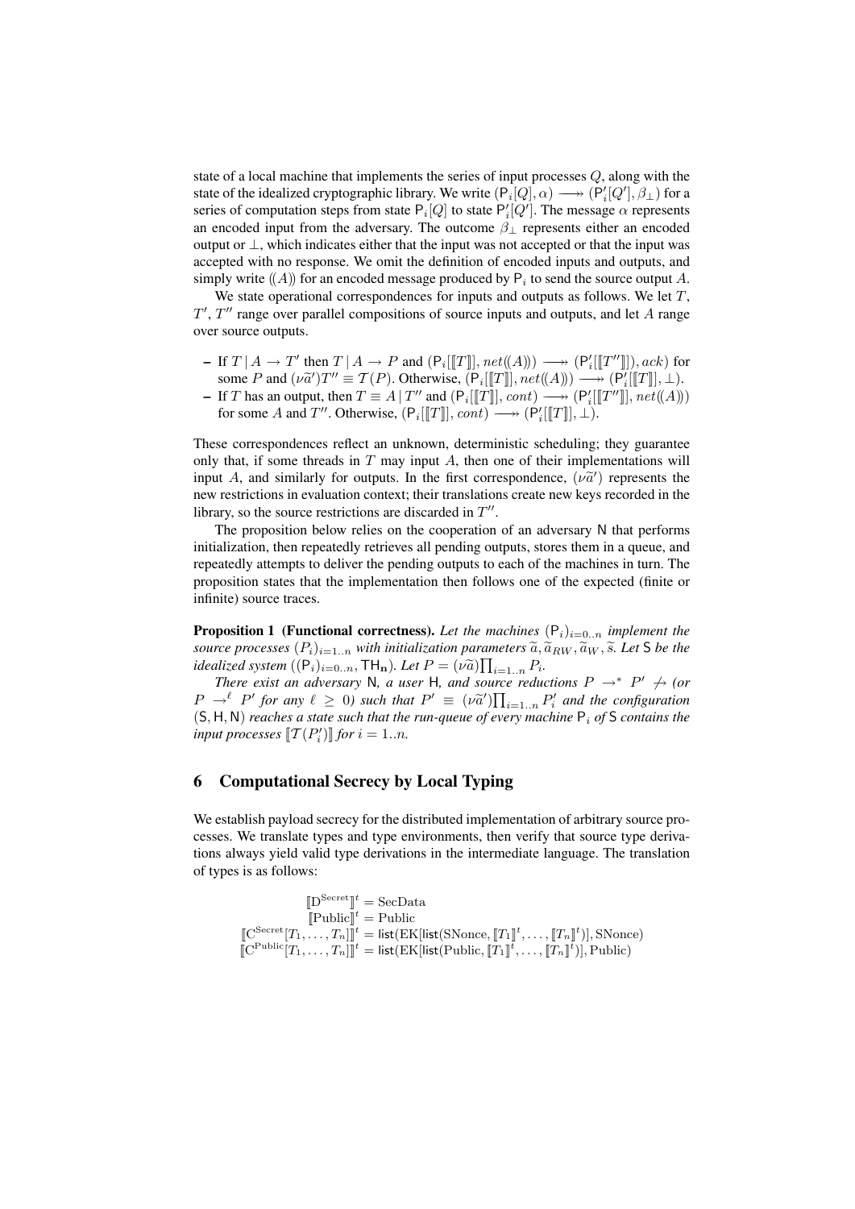state of a local machine that implements the series of input processes $Q$, along with the state of the idealized cryptographic library. We write $(\mathsf{P}_i[Q], \alpha) \longrightarrow\!\!\!\!\!\rightarrow (\mathsf{P}'_i[Q'], \beta_\perp)$ for a series of computation steps from state $\mathsf{P}_i[Q]$ to state $\mathsf{P}'_i[Q']$. The message $\alpha$ represents an encoded input from the adversary. The outcome $\beta_\perp$ represents either an encoded output or $\perp$, which indicates either that the input was not accepted or that the input was accepted with no response. We omit the definition of encoded inputs and outputs, and simply write $(\!(A)\!)$ for an encoded message produced by $\mathsf{P}_i$ to send the source output $A$.

We state operational correspondences for inputs and outputs as follows. We let $T$, $T'$, $T''$ range over parallel compositions of source inputs and outputs, and let $A$ range over source outputs.

- If $T \mid A \rightarrow T'$ then $T \mid A \rightarrow P$ and $(\mathsf{P}_i[[\![T]\!]], net(\!(A)\!)) \longrightarrow\!\!\!\!\!\rightarrow (\mathsf{P}'_i[[\![T'']\!]], ack)$ for some $P$ and $(\nu\widetilde{a}')T'' \equiv \mathcal{T}(P)$. Otherwise, $(\mathsf{P}_i[[\![T]\!]], net(\!(A)\!)) \longrightarrow\!\!\!\!\!\rightarrow (\mathsf{P}'_i[[\![T]\!]], \perp)$.
- If $T$ has an output, then $T \equiv A \mid T''$ and $(\mathsf{P}_i[[\![T]\!]], cont) \longrightarrow\!\!\!\!\!\rightarrow (\mathsf{P}'_i[[\![T'']\!]], net(\!(A)\!))$ for some $A$ and $T''$. Otherwise, $(\mathsf{P}_i[[\![T]\!]], cont) \longrightarrow\!\!\!\!\!\rightarrow (\mathsf{P}'_i[[\![T]\!]], \perp)$.

These correspondences reflect an unknown, deterministic scheduling; they guarantee only that, if some threads in $T$ may input $A$, then one of their implementations will input $A$, and similarly for outputs. In the first correspondence, $(\nu\widetilde{a}')$ represents the new restrictions in evaluation context; their translations create new keys recorded in the library, so the source restrictions are discarded in $T''$.

The proposition below relies on the cooperation of an adversary $\mathsf{N}$ that performs initialization, then repeatedly retrieves all pending outputs, stores them in a queue, and repeatedly attempts to deliver the pending outputs to each of the machines in turn. The proposition states that the implementation then follows one of the expected (finite or infinite) source traces.

**Proposition 1 (Functional correctness).** *Let the machines $(\mathsf{P}_i)_{i=0..n}$ implement the source processes $(P_i)_{i=1..n}$ with initialization parameters $\widetilde{a}, \widetilde{a}_{RW}, \widetilde{a}_W, \widetilde{s}$. Let $\mathsf{S}$ be the idealized system $((\mathsf{P}_i)_{i=0..n}, \mathsf{TH_n})$. Let $P = (\nu\widetilde{a})\prod_{i=1..n} P_i$.*

*There exist an adversary $\mathsf{N}$, a user $\mathsf{H}$, and source reductions $P \rightarrow^* P' \not\rightarrow$ (or $P \rightarrow^\ell P'$ for any $\ell \geq 0$) such that $P' \equiv (\nu\widetilde{a}')\prod_{i=1..n} P'_i$ and the configuration $(\mathsf{S}, \mathsf{H}, \mathsf{N})$ reaches a state such that the run-queue of every machine $\mathsf{P}_i$ of $\mathsf{S}$ contains the input processes $[\![\mathcal{T}(P'_i)]\!]$ for $i = 1..n$.*

## 6 Computational Secrecy by Local Typing

We establish payload secrecy for the distributed implementation of arbitrary source processes. We translate types and type environments, then verify that source type derivations always yield valid type derivations in the intermediate language. The translation of types is as follows:

$$
\begin{aligned}
[\![\mathrm{D}^{\mathrm{Secret}}]\!]^t &= \mathrm{SecData} \\
[\![\mathrm{Public}]\!]^t &= \mathrm{Public} \\
[\![\mathrm{C}^{\mathrm{Secret}}[T_1,\ldots,T_n]]\!]^t &= \mathsf{list}(\mathrm{EK}[\mathsf{list}(\mathrm{SNonce}, [\![T_1]\!]^t,\ldots,[\![T_n]\!]^t)], \mathrm{SNonce}) \\
[\![\mathrm{C}^{\mathrm{Public}}[T_1,\ldots,T_n]]\!]^t &= \mathsf{list}(\mathrm{EK}[\mathsf{list}(\mathrm{Public}, [\![T_1]\!]^t,\ldots,[\![T_n]\!]^t)], \mathrm{Public})
\end{aligned}
$$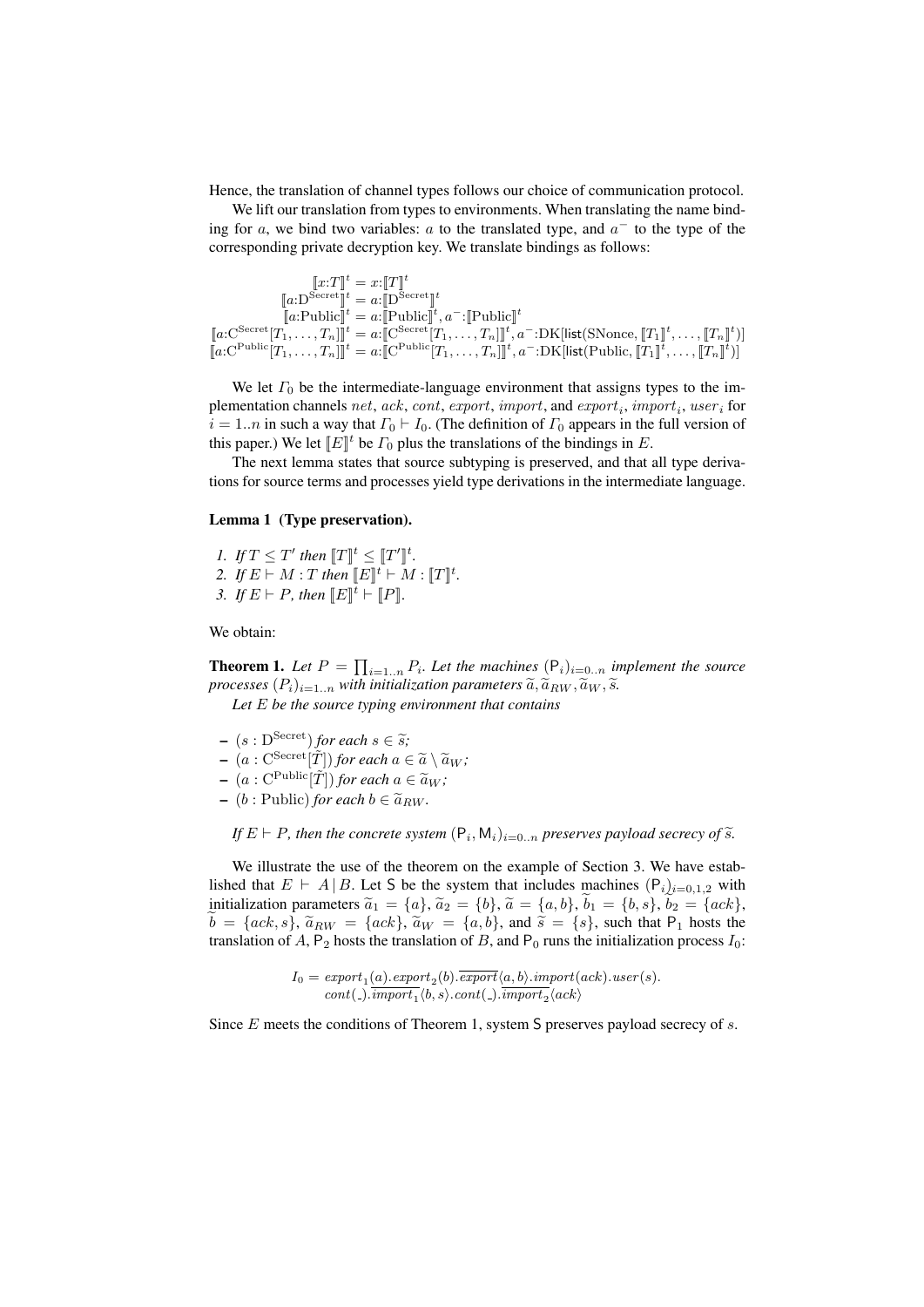Hence, the translation of channel types follows our choice of communication protocol.

We lift our translation from types to environments. When translating the name binding for $a$, we bind two variables: $a$ to the translated type, and $a^-$ to the type of the corresponding private decryption key. We translate bindings as follows:

$$
\begin{aligned}
[\![x{:}T]\!]^t &= x{:}[\![T]\!]^t \\
[\![a{:}\mathrm{D}^{\mathrm{Secret}}]\!]^t &= a{:}[\![\mathrm{D}^{\mathrm{Secret}}]\!]^t \\
[\![a{:}\mathrm{Public}]\!]^t &= a{:}[\![\mathrm{Public}]\!]^t, a^-{:}[\![\mathrm{Public}]\!]^t \\
[\![a{:}\mathrm{C}^{\mathrm{Secret}}[T_1,\ldots,T_n]]\!]^t &= a{:}[\![\mathrm{C}^{\mathrm{Secret}}[T_1,\ldots,T_n]]\!]^t, a^-{:}\mathrm{DK}[\mathsf{list}(\mathrm{SNonce}, [\![T_1]\!]^t,\ldots,[\![T_n]\!]^t)] \\
[\![a{:}\mathrm{C}^{\mathrm{Public}}[T_1,\ldots,T_n]]\!]^t &= a{:}[\![\mathrm{C}^{\mathrm{Public}}[T_1,\ldots,T_n]]\!]^t, a^-{:}\mathrm{DK}[\mathsf{list}(\mathrm{Public}, [\![T_1]\!]^t,\ldots,[\![T_n]\!]^t)]
\end{aligned}
$$

We let $\Gamma_0$ be the intermediate-language environment that assigns types to the implementation channels $net$, $ack$, $cont$, $export$, $import$, and $export_i$, $import_i$, $user_i$ for $i = 1..n$ in such a way that $\Gamma_0 \vdash I_0$. (The definition of $\Gamma_0$ appears in the full version of this paper.) We let $[\![E]\!]^t$ be $\Gamma_0$ plus the translations of the bindings in $E$.

The next lemma states that source subtyping is preserved, and that all type derivations for source terms and processes yield type derivations in the intermediate language.

**Lemma 1 (Type preservation).**

1. *If $T \leq T'$ then $[\![T]\!]^t \leq [\![T']\!]^t$.*
2. *If $E \vdash M : T$ then $[\![E]\!]^t \vdash M : [\![T]\!]^t$.*
3. *If $E \vdash P$, then $[\![E]\!]^t \vdash [\![P]\!]$.*

We obtain:

**Theorem 1.** *Let $P = \prod_{i=1..n} P_i$. Let the machines $(\mathsf{P}_i)_{i=0..n}$ implement the source processes $(P_i)_{i=1..n}$ with initialization parameters $\widetilde{a}, \widetilde{a}_{RW}, \widetilde{a}_W, \widetilde{s}$.*

*Let $E$ be the source typing environment that contains*

- $(s : \mathrm{D}^{\mathrm{Secret}})$ *for each $s \in \widetilde{s}$;*
- $(a : \mathrm{C}^{\mathrm{Secret}}[\widetilde{T}])$ *for each $a \in \widetilde{a} \setminus \widetilde{a}_W$;*
- $(a : \mathrm{C}^{\mathrm{Public}}[\widetilde{T}])$ *for each $a \in \widetilde{a}_W$;*
- $(b : \mathrm{Public})$ *for each $b \in \widetilde{a}_{RW}$.*

*If $E \vdash P$, then the concrete system $(\mathsf{P}_i, \mathsf{M}_i)_{i=0..n}$ preserves payload secrecy of $\widetilde{s}$.*

We illustrate the use of the theorem on the example of Section 3. We have established that $E \vdash A \,|\, B$. Let $\mathsf{S}$ be the system that includes machines $(\mathsf{P}_i)_{i=0,1,2}$ with initialization parameters $\widetilde{a}_1 = \{a\}$, $\widetilde{a}_2 = \{b\}$, $\widetilde{a} = \{a, b\}$, $\widetilde{b}_1 = \{b, s\}$, $\widetilde{b}_2 = \{ack\}$, $\widetilde{b} = \{ack, s\}$, $\widetilde{a}_{RW} = \{ack\}$, $\widetilde{a}_W = \{a, b\}$, and $\widetilde{s} = \{s\}$, such that $\mathsf{P}_1$ hosts the translation of $A$, $\mathsf{P}_2$ hosts the translation of $B$, and $\mathsf{P}_0$ runs the initialization process $I_0$:

$$
\begin{aligned}
I_0 = \ & export_1(a).export_2(b).\overline{export}\langle a, b\rangle.import(ack).user(s). \\
& cont(\_).\overline{import_1}\langle b, s\rangle.cont(\_).\overline{import_2}\langle ack\rangle
\end{aligned}
$$

Since $E$ meets the conditions of Theorem 1, system $\mathsf{S}$ preserves payload secrecy of $s$.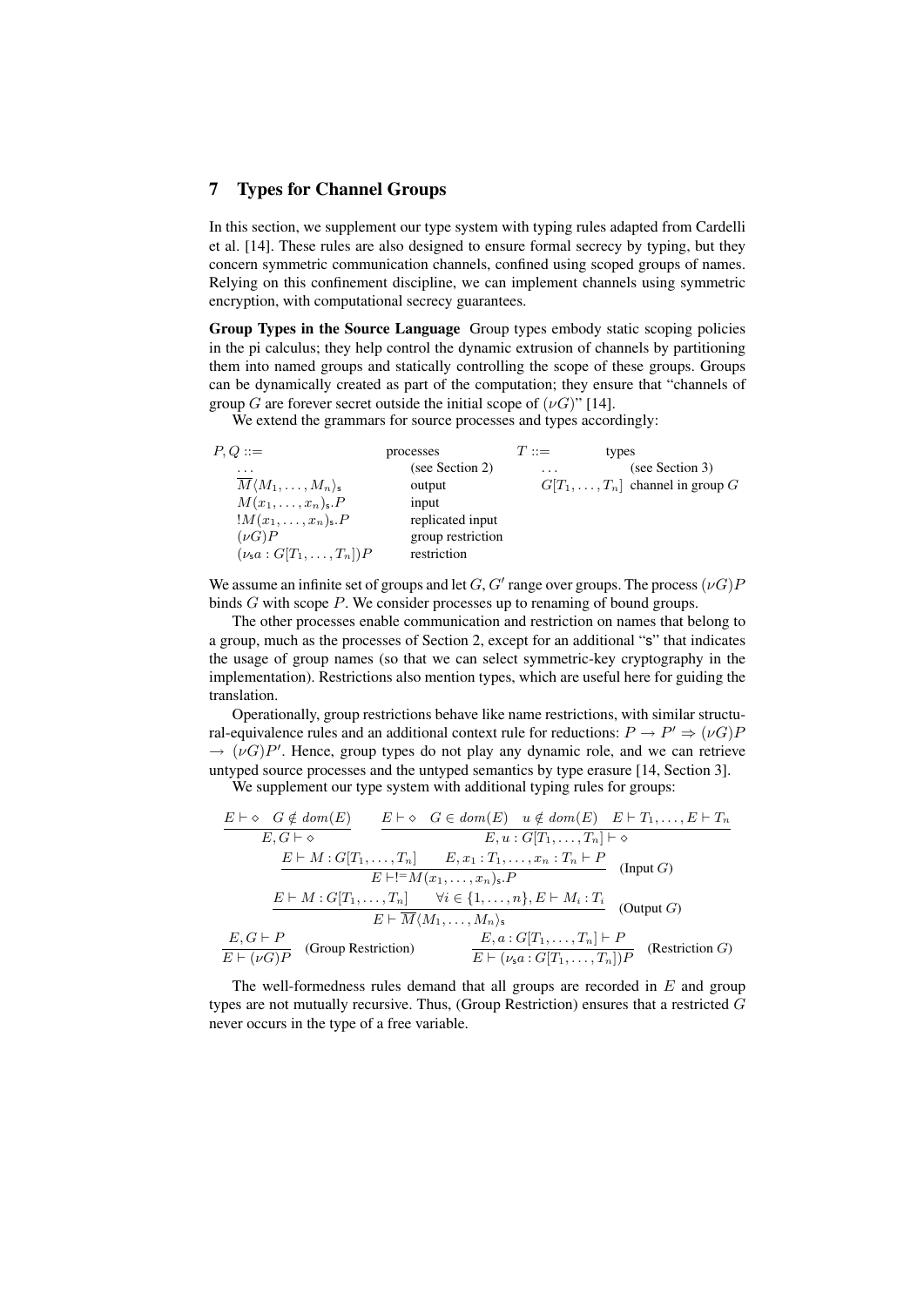## 7 Types for Channel Groups

In this section, we supplement our type system with typing rules adapted from Cardelli et al. [14]. These rules are also designed to ensure formal secrecy by typing, but they concern symmetric communication channels, confined using scoped groups of names. Relying on this confinement discipline, we can implement channels using symmetric encryption, with computational secrecy guarantees.

**Group Types in the Source Language** Group types embody static scoping policies in the pi calculus; they help control the dynamic extrusion of channels by partitioning them into named groups and statically controlling the scope of these groups. Groups can be dynamically created as part of the computation; they ensure that "channels of group $G$ are forever secret outside the initial scope of $(\nu G)$" [14].

We extend the grammars for source processes and types accordingly:

| $P, Q ::=$ | processes | $T ::=$ | types |
| --- | --- | --- | --- |
| $\ldots$ | (see Section 2) | $\ldots$ | (see Section 3) |
| $\overline{M}\langle M_1, \ldots, M_n\rangle_{\mathsf{s}}$ | output | $G[T_1, \ldots, T_n]$ | channel in group $G$ |
| $M(x_1, \ldots, x_n)_{\mathsf{s}}.P$ | input | | |
| $!M(x_1, \ldots, x_n)_{\mathsf{s}}.P$ | replicated input | | |
| $(\nu G)P$ | group restriction | | |
| $(\nu_{\mathsf{s}} a : G[T_1, \ldots, T_n])P$ | restriction | | |

We assume an infinite set of groups and let $G, G'$ range over groups. The process $(\nu G)P$ binds $G$ with scope $P$. We consider processes up to renaming of bound groups.

The other processes enable communication and restriction on names that belong to a group, much as the processes of Section 2, except for an additional "s" that indicates the usage of group names (so that we can select symmetric-key cryptography in the implementation). Restrictions also mention types, which are useful here for guiding the translation.

Operationally, group restrictions behave like name restrictions, with similar structural-equivalence rules and an additional context rule for reductions: $P \to P' \Rightarrow (\nu G)P \to (\nu G)P'$. Hence, group types do not play any dynamic role, and we can retrieve untyped source processes and the untyped semantics by type erasure [14, Section 3].

We supplement our type system with additional typing rules for groups:

$$\frac{E \vdash \diamond \quad G \notin dom(E)}{E, G \vdash \diamond} \qquad \frac{E \vdash \diamond \quad G \in dom(E) \quad u \notin dom(E) \quad E \vdash T_1, \ldots, E \vdash T_n}{E, u : G[T_1, \ldots, T_n] \vdash \diamond}$$

$$\frac{E \vdash M : G[T_1, \ldots, T_n] \qquad E, x_1 : T_1, \ldots, x_n : T_n \vdash P}{E \vdash !^{=} M(x_1, \ldots, x_n)_{\mathsf{s}}.P} \quad \text{(Input } G\text{)}$$

$$\frac{E \vdash M : G[T_1, \ldots, T_n] \qquad \forall i \in \{1, \ldots, n\}, E \vdash M_i : T_i}{E \vdash \overline{M}\langle M_1, \ldots, M_n\rangle_{\mathsf{s}}} \quad \text{(Output } G\text{)}$$

$$\frac{E, G \vdash P}{E \vdash (\nu G)P} \quad \text{(Group Restriction)} \qquad \frac{E, a : G[T_1, \ldots, T_n] \vdash P}{E \vdash (\nu_{\mathsf{s}} a : G[T_1, \ldots, T_n])P} \quad \text{(Restriction } G\text{)}$$

The well-formedness rules demand that all groups are recorded in $E$ and group types are not mutually recursive. Thus, (Group Restriction) ensures that a restricted $G$ never occurs in the type of a free variable.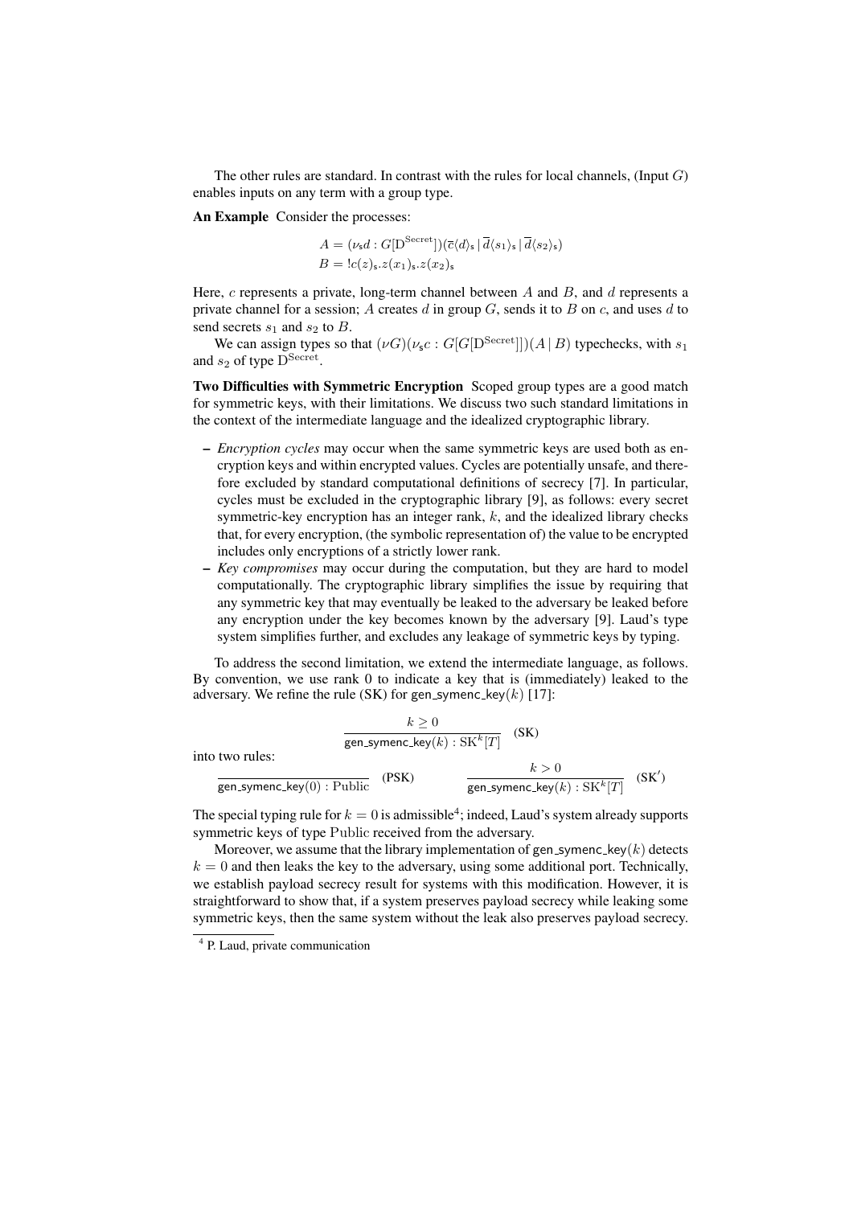The other rules are standard. In contrast with the rules for local channels, (Input $G$) enables inputs on any term with a group type.

**An Example** Consider the processes:

$$A = (\nu_{\mathsf{s}} d : G[\mathrm{D}^{\mathrm{Secret}}])(\overline{c}\langle d\rangle_{\mathsf{s}} \mid \overline{d}\langle s_1\rangle_{\mathsf{s}} \mid \overline{d}\langle s_2\rangle_{\mathsf{s}})$$
$$B = !c(z)_{\mathsf{s}}.z(x_1)_{\mathsf{s}}.z(x_2)_{\mathsf{s}}$$

Here, $c$ represents a private, long-term channel between $A$ and $B$, and $d$ represents a private channel for a session; $A$ creates $d$ in group $G$, sends it to $B$ on $c$, and uses $d$ to send secrets $s_1$ and $s_2$ to $B$.

We can assign types so that $(\nu G)(\nu_{\mathsf{s}} c : G[G[\mathrm{D}^{\mathrm{Secret}}]])(A \mid B)$ typechecks, with $s_1$ and $s_2$ of type $\mathrm{D}^{\mathrm{Secret}}$.

**Two Difficulties with Symmetric Encryption** Scoped group types are a good match for symmetric keys, with their limitations. We discuss two such standard limitations in the context of the intermediate language and the idealized cryptographic library.

- *Encryption cycles* may occur when the same symmetric keys are used both as encryption keys and within encrypted values. Cycles are potentially unsafe, and therefore excluded by standard computational definitions of secrecy [7]. In particular, cycles must be excluded in the cryptographic library [9], as follows: every secret symmetric-key encryption has an integer rank, $k$, and the idealized library checks that, for every encryption, (the symbolic representation of) the value to be encrypted includes only encryptions of a strictly lower rank.
- *Key compromises* may occur during the computation, but they are hard to model computationally. The cryptographic library simplifies the issue by requiring that any symmetric key that may eventually be leaked to the adversary be leaked before any encryption under the key becomes known by the adversary [9]. Laud's type system simplifies further, and excludes any leakage of symmetric keys by typing.

To address the second limitation, we extend the intermediate language, as follows. By convention, we use rank 0 to indicate a key that is (immediately) leaked to the adversary. We refine the rule (SK) for $\mathsf{gen\_symenc\_key}(k)$ [17]:

$$\frac{k \geq 0}{\mathsf{gen\_symenc\_key}(k) : \mathrm{SK}^k[T]} \quad (\mathrm{SK})$$

into two rules:

$$\frac{}{\mathsf{gen\_symenc\_key}(0) : \mathrm{Public}} \quad (\mathrm{PSK}) \qquad \frac{k > 0}{\mathsf{gen\_symenc\_key}(k) : \mathrm{SK}^k[T]} \quad (\mathrm{SK}')$$

The special typing rule for $k = 0$ is admissible[4]; indeed, Laud's system already supports symmetric keys of type Public received from the adversary.

Moreover, we assume that the library implementation of $\mathsf{gen\_symenc\_key}(k)$ detects $k = 0$ and then leaks the key to the adversary, using some additional port. Technically, we establish payload secrecy result for systems with this modification. However, it is straightforward to show that, if a system preserves payload secrecy while leaking some symmetric keys, then the same system without the leak also preserves payload secrecy.

[4] P. Laud, private communication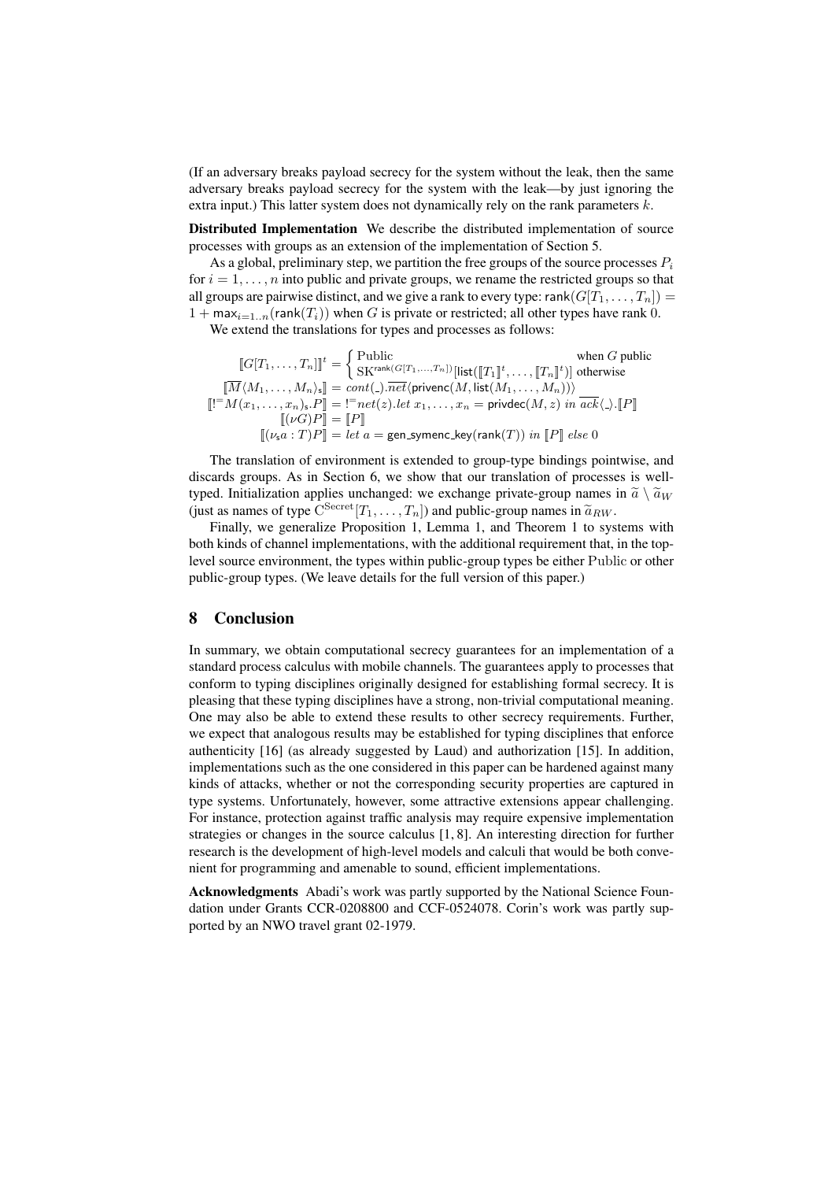(If an adversary breaks payload secrecy for the system without the leak, then the same adversary breaks payload secrecy for the system with the leak—by just ignoring the extra input.) This latter system does not dynamically rely on the rank parameters $k$.

**Distributed Implementation** We describe the distributed implementation of source processes with groups as an extension of the implementation of Section 5.

As a global, preliminary step, we partition the free groups of the source processes $P_i$ for $i = 1, \ldots, n$ into public and private groups, we rename the restricted groups so that all groups are pairwise distinct, and we give a rank to every type: $\mathsf{rank}(G[T_1, \ldots, T_n]) = 1 + \mathsf{max}_{i=1..n}(\mathsf{rank}(T_i))$ when $G$ is private or restricted; all other types have rank 0.

We extend the translations for types and processes as follows:

$$
\begin{aligned}
[\![G[T_1, \ldots, T_n]]\!]^t &= \begin{cases} \text{Public} & \text{when } G \text{ public} \\ \text{SK}^{\mathsf{rank}(G[T_1,\ldots,T_n])}[\mathsf{list}([\![T_1]\!]^t, \ldots, [\![T_n]\!]^t)] & \text{otherwise} \end{cases} \\
[\![\overline{M}\langle M_1, \ldots, M_n\rangle_{\mathsf{s}}]\!] &= cont(\_).\overline{net}\langle \mathsf{privenc}(M, \mathsf{list}(M_1, \ldots, M_n))\rangle \\
[\![!^{=}M(x_1, \ldots, x_n)_{\mathsf{s}}.P]\!] &= !^{=}net(z).let\ x_1, \ldots, x_n = \mathsf{privdec}(M, z)\ in\ \overline{ack}\langle\_\rangle.[\![P]\!] \\
[\![(\nu G)P]\!] &= [\![P]\!] \\
[\![(\nu_{\mathsf{s}} a : T)P]\!] &= let\ a = \mathsf{gen\_symenc\_key}(\mathsf{rank}(T))\ in\ [\![P]\!]\ else\ 0
\end{aligned}
$$

The translation of environment is extended to group-type bindings pointwise, and discards groups. As in Section 6, we show that our translation of processes is well-typed. Initialization applies unchanged: we exchange private-group names in $\widetilde{a} \setminus \widetilde{a}_W$ (just as names of type $\mathrm{C}^{\mathrm{Secret}}[T_1, \ldots, T_n]$) and public-group names in $\widetilde{a}_{RW}$.

Finally, we generalize Proposition 1, Lemma 1, and Theorem 1 to systems with both kinds of channel implementations, with the additional requirement that, in the top-level source environment, the types within public-group types be either Public or other public-group types. (We leave details for the full version of this paper.)

## 8 Conclusion

In summary, we obtain computational secrecy guarantees for an implementation of a standard process calculus with mobile channels. The guarantees apply to processes that conform to typing disciplines originally designed for establishing formal secrecy. It is pleasing that these typing disciplines have a strong, non-trivial computational meaning. One may also be able to extend these results to other secrecy requirements. Further, we expect that analogous results may be established for typing disciplines that enforce authenticity [16] (as already suggested by Laud) and authorization [15]. In addition, implementations such as the one considered in this paper can be hardened against many kinds of attacks, whether or not the corresponding security properties are captured in type systems. Unfortunately, however, some attractive extensions appear challenging. For instance, protection against traffic analysis may require expensive implementation strategies or changes in the source calculus [1, 8]. An interesting direction for further research is the development of high-level models and calculi that would be both convenient for programming and amenable to sound, efficient implementations.

**Acknowledgments** Abadi's work was partly supported by the National Science Foundation under Grants CCR-0208800 and CCF-0524078. Corin's work was partly supported by an NWO travel grant 02-1979.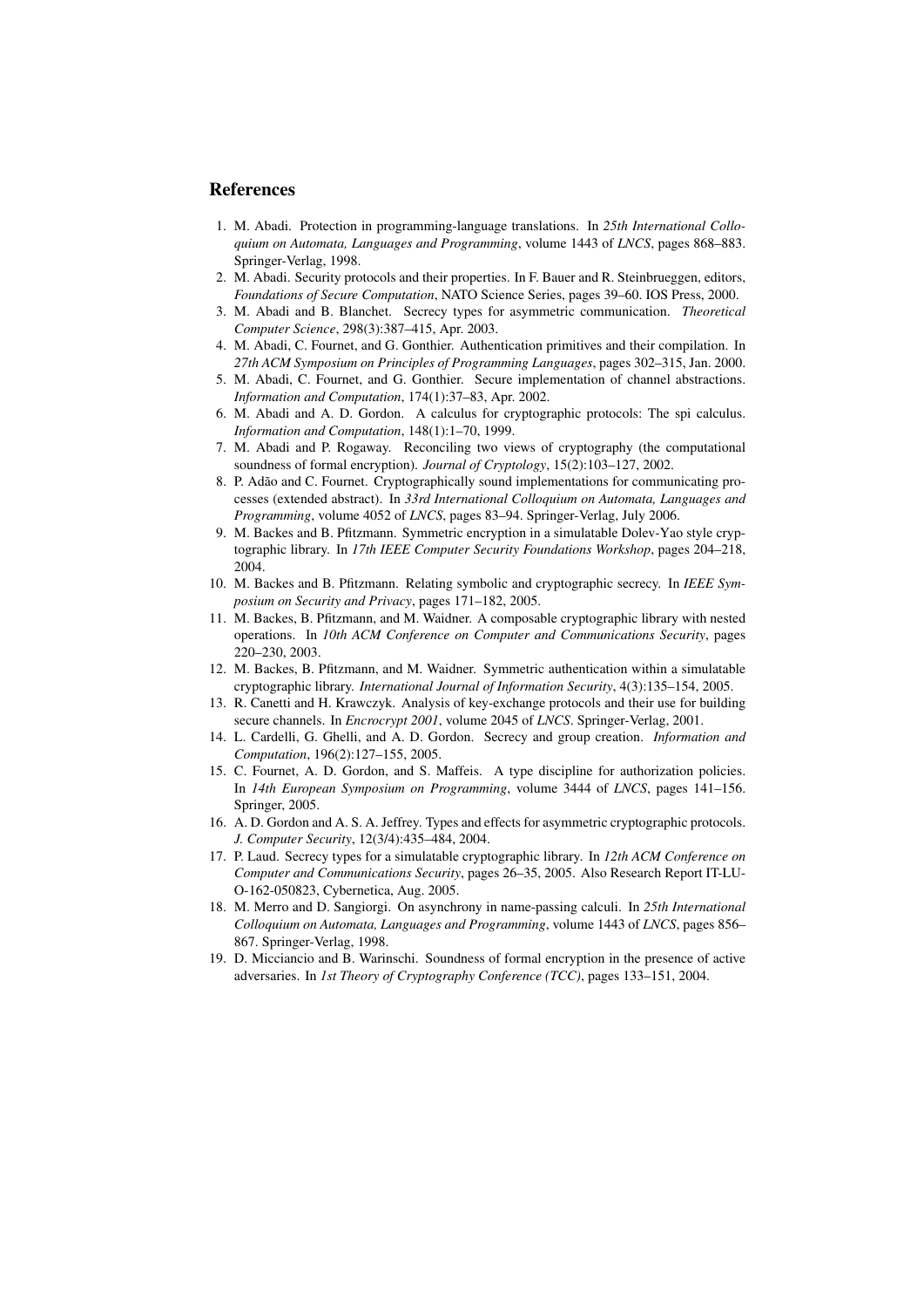## References

1. M. Abadi. Protection in programming-language translations. In *25th International Colloquium on Automata, Languages and Programming*, volume 1443 of *LNCS*, pages 868–883. Springer-Verlag, 1998.
2. M. Abadi. Security protocols and their properties. In F. Bauer and R. Steinbrueggen, editors, *Foundations of Secure Computation*, NATO Science Series, pages 39–60. IOS Press, 2000.
3. M. Abadi and B. Blanchet. Secrecy types for asymmetric communication. *Theoretical Computer Science*, 298(3):387–415, Apr. 2003.
4. M. Abadi, C. Fournet, and G. Gonthier. Authentication primitives and their compilation. In *27th ACM Symposium on Principles of Programming Languages*, pages 302–315, Jan. 2000.
5. M. Abadi, C. Fournet, and G. Gonthier. Secure implementation of channel abstractions. *Information and Computation*, 174(1):37–83, Apr. 2002.
6. M. Abadi and A. D. Gordon. A calculus for cryptographic protocols: The spi calculus. *Information and Computation*, 148(1):1–70, 1999.
7. M. Abadi and P. Rogaway. Reconciling two views of cryptography (the computational soundness of formal encryption). *Journal of Cryptology*, 15(2):103–127, 2002.
8. P. Adão and C. Fournet. Cryptographically sound implementations for communicating processes (extended abstract). In *33rd International Colloquium on Automata, Languages and Programming*, volume 4052 of *LNCS*, pages 83–94. Springer-Verlag, July 2006.
9. M. Backes and B. Pfitzmann. Symmetric encryption in a simulatable Dolev-Yao style cryptographic library. In *17th IEEE Computer Security Foundations Workshop*, pages 204–218, 2004.
10. M. Backes and B. Pfitzmann. Relating symbolic and cryptographic secrecy. In *IEEE Symposium on Security and Privacy*, pages 171–182, 2005.
11. M. Backes, B. Pfitzmann, and M. Waidner. A composable cryptographic library with nested operations. In *10th ACM Conference on Computer and Communications Security*, pages 220–230, 2003.
12. M. Backes, B. Pfitzmann, and M. Waidner. Symmetric authentication within a simulatable cryptographic library. *International Journal of Information Security*, 4(3):135–154, 2005.
13. R. Canetti and H. Krawczyk. Analysis of key-exchange protocols and their use for building secure channels. In *Encrocrypt 2001*, volume 2045 of *LNCS*. Springer-Verlag, 2001.
14. L. Cardelli, G. Ghelli, and A. D. Gordon. Secrecy and group creation. *Information and Computation*, 196(2):127–155, 2005.
15. C. Fournet, A. D. Gordon, and S. Maffeis. A type discipline for authorization policies. In *14th European Symposium on Programming*, volume 3444 of *LNCS*, pages 141–156. Springer, 2005.
16. A. D. Gordon and A. S. A. Jeffrey. Types and effects for asymmetric cryptographic protocols. *J. Computer Security*, 12(3/4):435–484, 2004.
17. P. Laud. Secrecy types for a simulatable cryptographic library. In *12th ACM Conference on Computer and Communications Security*, pages 26–35, 2005. Also Research Report IT-LU-O-162-050823, Cybernetica, Aug. 2005.
18. M. Merro and D. Sangiorgi. On asynchrony in name-passing calculi. In *25th International Colloquium on Automata, Languages and Programming*, volume 1443 of *LNCS*, pages 856–867. Springer-Verlag, 1998.
19. D. Micciancio and B. Warinschi. Soundness of formal encryption in the presence of active adversaries. In *1st Theory of Cryptography Conference (TCC)*, pages 133–151, 2004.